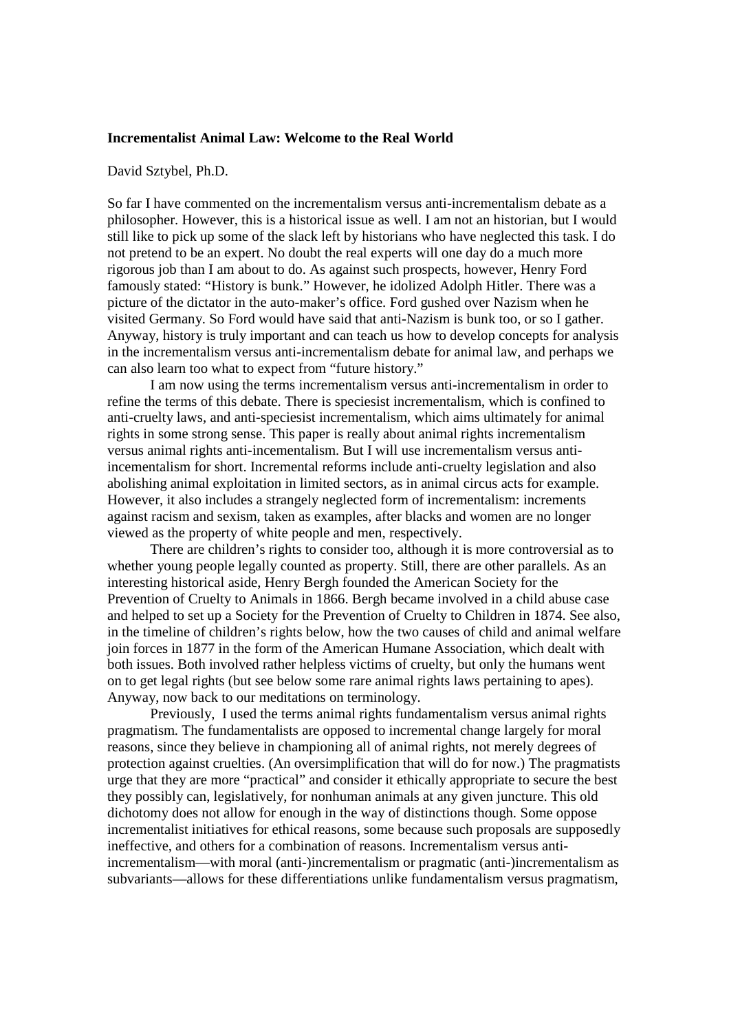**Incrementalist Animal Law: Welcome to the Real World**

David Sztybel, Ph.D.

So far I have commented on the incrementalism versus anti-incrementalism debate as a philosopher. However, this is a historical issue as well. I am not an historian, but I would still like to pick up some of the slack left by historians who have neglected this task. I do not pretend to be an expert. No doubt the real experts will one day do a much more rigorous job than I am about to do. As against such prospects, however, Henry Ford famously stated: "History is bunk." However, he idolized Adolph Hitler. There was a picture of the dictator in the auto-maker's office. Ford gushed over Nazism when he visited Germany. So Ford would have said that anti-Nazism is bunk too, or so I gather. Anyway, history is truly important and can teach us how to develop concepts for analysis in the incrementalism versus anti-incrementalism debate for animal law, and perhaps we can also learn too what to expect from "future history."

I am now using the terms incrementalism versus anti-incrementalism in order to refine the terms of this debate. There is speciesist incrementalism, which is confined to anti-cruelty laws, and anti-speciesist incrementalism, which aims ultimately for animal rights in some strong sense. This paper is really about animal rights incrementalism versus animal rights anti-incementalism. But I will use incrementalism versus anti-incementalism for short. Incremental reforms include anti-cruelty legislation and also abolishing animal exploitation in limited sectors, as in animal circus acts for example. However, it also includes a strangely neglected form of incrementalism: increments against racism and sexism, taken as examples, after blacks and women are no longer viewed as the property of white people and men, respectively.

There are children's rights to consider too, although it is more controversial as to whether young people legally counted as property. Still, there are other parallels. As an interesting historical aside, Henry Bergh founded the American Society for the Prevention of Cruelty to Animals in 1866. Bergh became involved in a child abuse case and helped to set up a Society for the Prevention of Cruelty to Children in 1874. See also, in the timeline of children's rights below, how the two causes of child and animal welfare join forces in 1877 in the form of the American Humane Association, which dealt with both issues. Both involved rather helpless victims of cruelty, but only the humans went on to get legal rights (but see below some rare animal rights laws pertaining to apes). Anyway, now back to our meditations on terminology.

Previously, I used the terms animal rights fundamentalism versus animal rights pragmatism. The fundamentalists are opposed to incremental change largely for moral reasons, since they believe in championing all of animal rights, not merely degrees of protection against cruelties. (An oversimplification that will do for now.) The pragmatists urge that they are more "practical" and consider it ethically appropriate to secure the best they possibly can, legislatively, for nonhuman animals at any given juncture. This old dichotomy does not allow for enough in the way of distinctions though. Some oppose incrementalist initiatives for ethical reasons, some because such proposals are supposedly ineffective, and others for a combination of reasons. Incrementalism versus anti-incrementalism—with moral (anti-)incrementalism or pragmatic (anti-)incrementalism as subvariants—allows for these differentiations unlike fundamentalism versus pragmatism,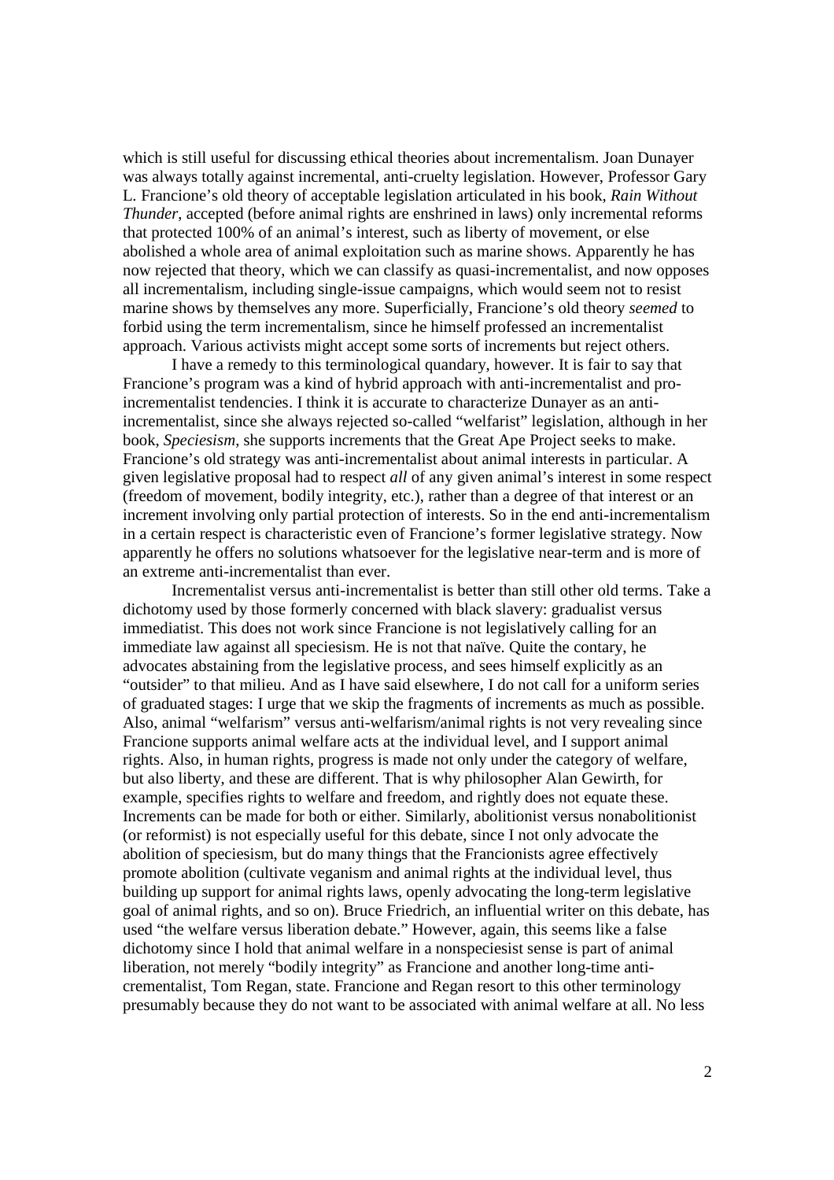which is still useful for discussing ethical theories about incrementalism. Joan Dunayer was always totally against incremental, anti-cruelty legislation. However, Professor Gary L. Francione's old theory of acceptable legislation articulated in his book, *Rain Without Thunder*, accepted (before animal rights are enshrined in laws) only incremental reforms that protected 100% of an animal's interest, such as liberty of movement, or else abolished a whole area of animal exploitation such as marine shows. Apparently he has now rejected that theory, which we can classify as quasi-incrementalist, and now opposes all incrementalism, including single-issue campaigns, which would seem not to resist marine shows by themselves any more. Superficially, Francione's old theory *seemed* to forbid using the term incrementalism, since he himself professed an incrementalist approach. Various activists might accept some sorts of increments but reject others.

I have a remedy to this terminological quandary, however. It is fair to say that Francione's program was a kind of hybrid approach with anti-incrementalist and pro-incrementalist tendencies. I think it is accurate to characterize Dunayer as an anti-incrementalist, since she always rejected so-called "welfarist" legislation, although in her book, *Speciesism*, she supports increments that the Great Ape Project seeks to make. Francione's old strategy was anti-incrementalist about animal interests in particular. A given legislative proposal had to respect *all* of any given animal's interest in some respect (freedom of movement, bodily integrity, etc.), rather than a degree of that interest or an increment involving only partial protection of interests. So in the end anti-incrementalism in a certain respect is characteristic even of Francione's former legislative strategy. Now apparently he offers no solutions whatsoever for the legislative near-term and is more of an extreme anti-incrementalist than ever.

Incrementalist versus anti-incrementalist is better than still other old terms. Take a dichotomy used by those formerly concerned with black slavery: gradualist versus immediatist. This does not work since Francione is not legislatively calling for an immediate law against all speciesism. He is not that naïve. Quite the contary, he advocates abstaining from the legislative process, and sees himself explicitly as an "outsider" to that milieu. And as I have said elsewhere, I do not call for a uniform series of graduated stages: I urge that we skip the fragments of increments as much as possible. Also, animal "welfarism" versus anti-welfarism/animal rights is not very revealing since Francione supports animal welfare acts at the individual level, and I support animal rights. Also, in human rights, progress is made not only under the category of welfare, but also liberty, and these are different. That is why philosopher Alan Gewirth, for example, specifies rights to welfare and freedom, and rightly does not equate these. Increments can be made for both or either. Similarly, abolitionist versus nonabolitionist (or reformist) is not especially useful for this debate, since I not only advocate the abolition of speciesism, but do many things that the Francionists agree effectively promote abolition (cultivate veganism and animal rights at the individual level, thus building up support for animal rights laws, openly advocating the long-term legislative goal of animal rights, and so on). Bruce Friedrich, an influential writer on this debate, has used "the welfare versus liberation debate." However, again, this seems like a false dichotomy since I hold that animal welfare in a nonspeciesist sense is part of animal liberation, not merely "bodily integrity" as Francione and another long-time anti-crementalist, Tom Regan, state. Francione and Regan resort to this other terminology presumably because they do not want to be associated with animal welfare at all. No less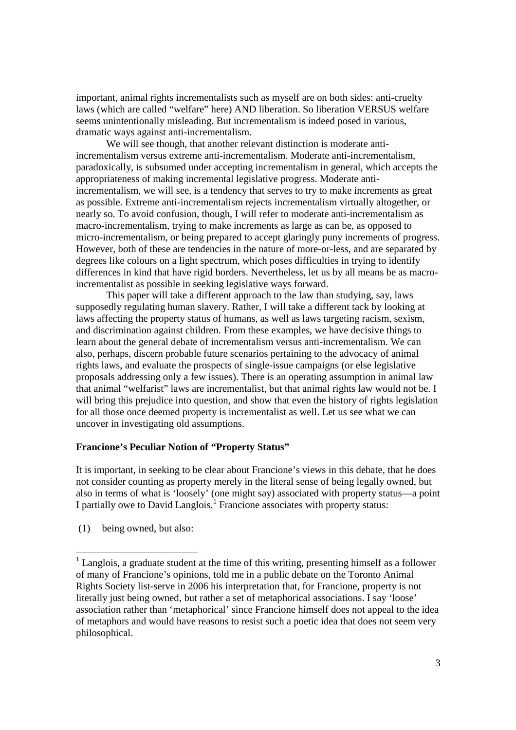important, animal rights incrementalists such as myself are on both sides: anti-cruelty laws (which are called "welfare" here) AND liberation. So liberation VERSUS welfare seems unintentionally misleading. But incrementalism is indeed posed in various, dramatic ways against anti-incrementalism.

We will see though, that another relevant distinction is moderate anti-incrementalism versus extreme anti-incrementalism. Moderate anti-incrementalism, paradoxically, is subsumed under accepting incrementalism in general, which accepts the appropriateness of making incremental legislative progress. Moderate anti-incrementalism, we will see, is a tendency that serves to try to make increments as great as possible. Extreme anti-incrementalism rejects incrementalism virtually altogether, or nearly so. To avoid confusion, though, I will refer to moderate anti-incrementalism as macro-incrementalism, trying to make increments as large as can be, as opposed to micro-incrementalism, or being prepared to accept glaringly puny increments of progress. However, both of these are tendencies in the nature of more-or-less, and are separated by degrees like colours on a light spectrum, which poses difficulties in trying to identify differences in kind that have rigid borders. Nevertheless, let us by all means be as macro-incrementalist as possible in seeking legislative ways forward.

This paper will take a different approach to the law than studying, say, laws supposedly regulating human slavery. Rather, I will take a different tack by looking at laws affecting the property status of humans, as well as laws targeting racism, sexism, and discrimination against children. From these examples, we have decisive things to learn about the general debate of incrementalism versus anti-incrementalism. We can also, perhaps, discern probable future scenarios pertaining to the advocacy of animal rights laws, and evaluate the prospects of single-issue campaigns (or else legislative proposals addressing only a few issues). There is an operating assumption in animal law that animal "welfarist" laws are incrementalist, but that animal rights law would not be. I will bring this prejudice into question, and show that even the history of rights legislation for all those once deemed property is incrementalist as well. Let us see what we can uncover in investigating old assumptions.

**Francione's Peculiar Notion of "Property Status"**

It is important, in seeking to be clear about Francione's views in this debate, that he does not consider counting as property merely in the literal sense of being legally owned, but also in terms of what is 'loosely' (one might say) associated with property status—a point I partially owe to David Langlois.[1] Francione associates with property status:

(1) being owned, but also:

[1] Langlois, a graduate student at the time of this writing, presenting himself as a follower of many of Francione's opinions, told me in a public debate on the Toronto Animal Rights Society list-serve in 2006 his interpretation that, for Francione, property is not literally just being owned, but rather a set of metaphorical associations. I say 'loose' association rather than 'metaphorical' since Francione himself does not appeal to the idea of metaphors and would have reasons to resist such a poetic idea that does not seem very philosophical.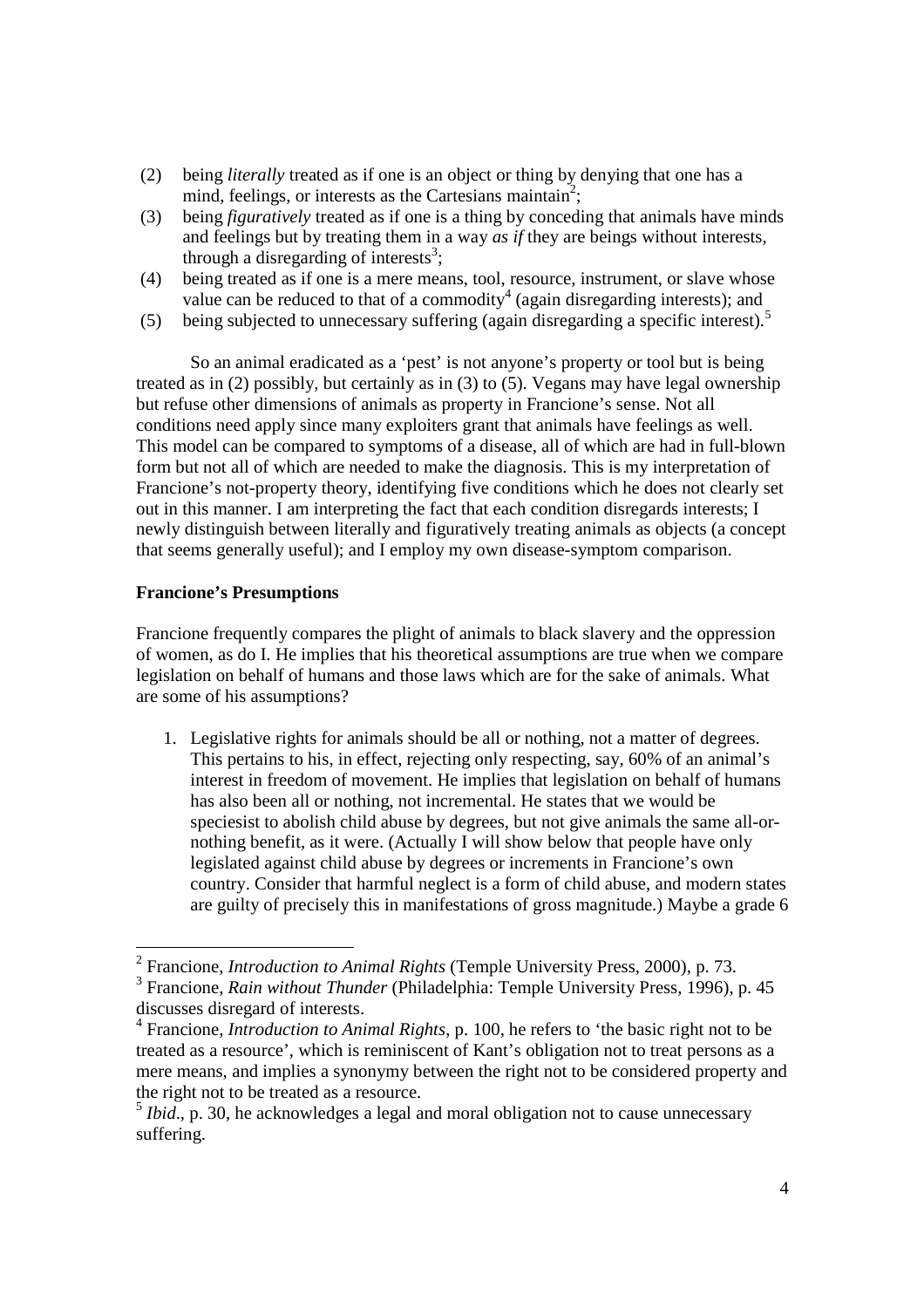(2) being *literally* treated as if one is an object or thing by denying that one has a mind, feelings, or interests as the Cartesians maintain[2];

(3) being *figuratively* treated as if one is a thing by conceding that animals have minds and feelings but by treating them in a way *as if* they are beings without interests, through a disregarding of interests[3];

(4) being treated as if one is a mere means, tool, resource, instrument, or slave whose value can be reduced to that of a commodity[4] (again disregarding interests); and

(5) being subjected to unnecessary suffering (again disregarding a specific interest).[5]

So an animal eradicated as a 'pest' is not anyone's property or tool but is being treated as in (2) possibly, but certainly as in (3) to (5). Vegans may have legal ownership but refuse other dimensions of animals as property in Francione's sense. Not all conditions need apply since many exploiters grant that animals have feelings as well. This model can be compared to symptoms of a disease, all of which are had in full-blown form but not all of which are needed to make the diagnosis. This is my interpretation of Francione's not-property theory, identifying five conditions which he does not clearly set out in this manner. I am interpreting the fact that each condition disregards interests; I newly distinguish between literally and figuratively treating animals as objects (a concept that seems generally useful); and I employ my own disease-symptom comparison.

**Francione's Presumptions**

Francione frequently compares the plight of animals to black slavery and the oppression of women, as do I. He implies that his theoretical assumptions are true when we compare legislation on behalf of humans and those laws which are for the sake of animals. What are some of his assumptions?

1. Legislative rights for animals should be all or nothing, not a matter of degrees. This pertains to his, in effect, rejecting only respecting, say, 60% of an animal's interest in freedom of movement. He implies that legislation on behalf of humans has also been all or nothing, not incremental. He states that we would be speciesist to abolish child abuse by degrees, but not give animals the same all-or-nothing benefit, as it were. (Actually I will show below that people have only legislated against child abuse by degrees or increments in Francione's own country. Consider that harmful neglect is a form of child abuse, and modern states are guilty of precisely this in manifestations of gross magnitude.) Maybe a grade 6

---

[2] Francione, *Introduction to Animal Rights* (Temple University Press, 2000), p. 73.

[3] Francione, *Rain without Thunder* (Philadelphia: Temple University Press, 1996), p. 45 discusses disregard of interests.

[4] Francione, *Introduction to Animal Rights*, p. 100, he refers to 'the basic right not to be treated as a resource', which is reminiscent of Kant's obligation not to treat persons as a mere means, and implies a synonymy between the right not to be considered property and the right not to be treated as a resource.

[5] *Ibid*., p. 30, he acknowledges a legal and moral obligation not to cause unnecessary suffering.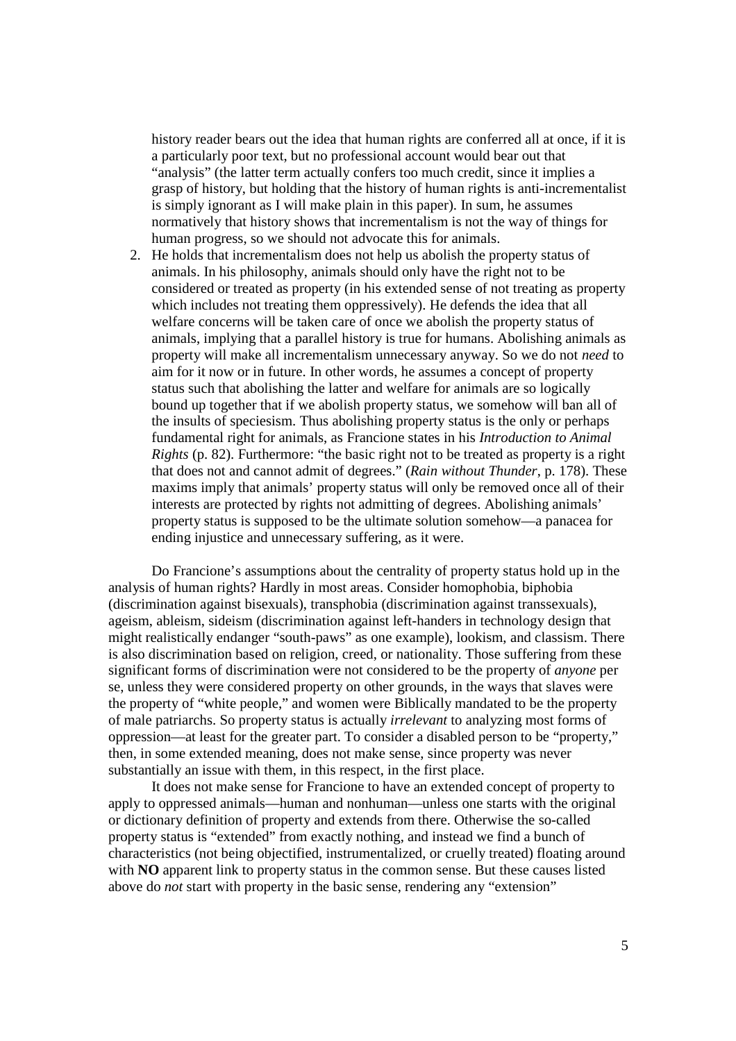history reader bears out the idea that human rights are conferred all at once, if it is a particularly poor text, but no professional account would bear out that "analysis" (the latter term actually confers too much credit, since it implies a grasp of history, but holding that the history of human rights is anti-incrementalist is simply ignorant as I will make plain in this paper). In sum, he assumes normatively that history shows that incrementalism is not the way of things for human progress, so we should not advocate this for animals.

2. He holds that incrementalism does not help us abolish the property status of animals. In his philosophy, animals should only have the right not to be considered or treated as property (in his extended sense of not treating as property which includes not treating them oppressively). He defends the idea that all welfare concerns will be taken care of once we abolish the property status of animals, implying that a parallel history is true for humans. Abolishing animals as property will make all incrementalism unnecessary anyway. So we do not *need* to aim for it now or in future. In other words, he assumes a concept of property status such that abolishing the latter and welfare for animals are so logically bound up together that if we abolish property status, we somehow will ban all of the insults of speciesism. Thus abolishing property status is the only or perhaps fundamental right for animals, as Francione states in his *Introduction to Animal Rights* (p. 82). Furthermore: "the basic right not to be treated as property is a right that does not and cannot admit of degrees." (*Rain without Thunder*, p. 178). These maxims imply that animals' property status will only be removed once all of their interests are protected by rights not admitting of degrees. Abolishing animals' property status is supposed to be the ultimate solution somehow—a panacea for ending injustice and unnecessary suffering, as it were.

Do Francione's assumptions about the centrality of property status hold up in the analysis of human rights? Hardly in most areas. Consider homophobia, biphobia (discrimination against bisexuals), transphobia (discrimination against transsexuals), ageism, ableism, sideism (discrimination against left-handers in technology design that might realistically endanger "south-paws" as one example), lookism, and classism. There is also discrimination based on religion, creed, or nationality. Those suffering from these significant forms of discrimination were not considered to be the property of *anyone* per se, unless they were considered property on other grounds, in the ways that slaves were the property of "white people," and women were Biblically mandated to be the property of male patriarchs. So property status is actually *irrelevant* to analyzing most forms of oppression—at least for the greater part. To consider a disabled person to be "property," then, in some extended meaning, does not make sense, since property was never substantially an issue with them, in this respect, in the first place.

It does not make sense for Francione to have an extended concept of property to apply to oppressed animals—human and nonhuman—unless one starts with the original or dictionary definition of property and extends from there. Otherwise the so-called property status is "extended" from exactly nothing, and instead we find a bunch of characteristics (not being objectified, instrumentalized, or cruelly treated) floating around with **NO** apparent link to property status in the common sense. But these causes listed above do *not* start with property in the basic sense, rendering any "extension"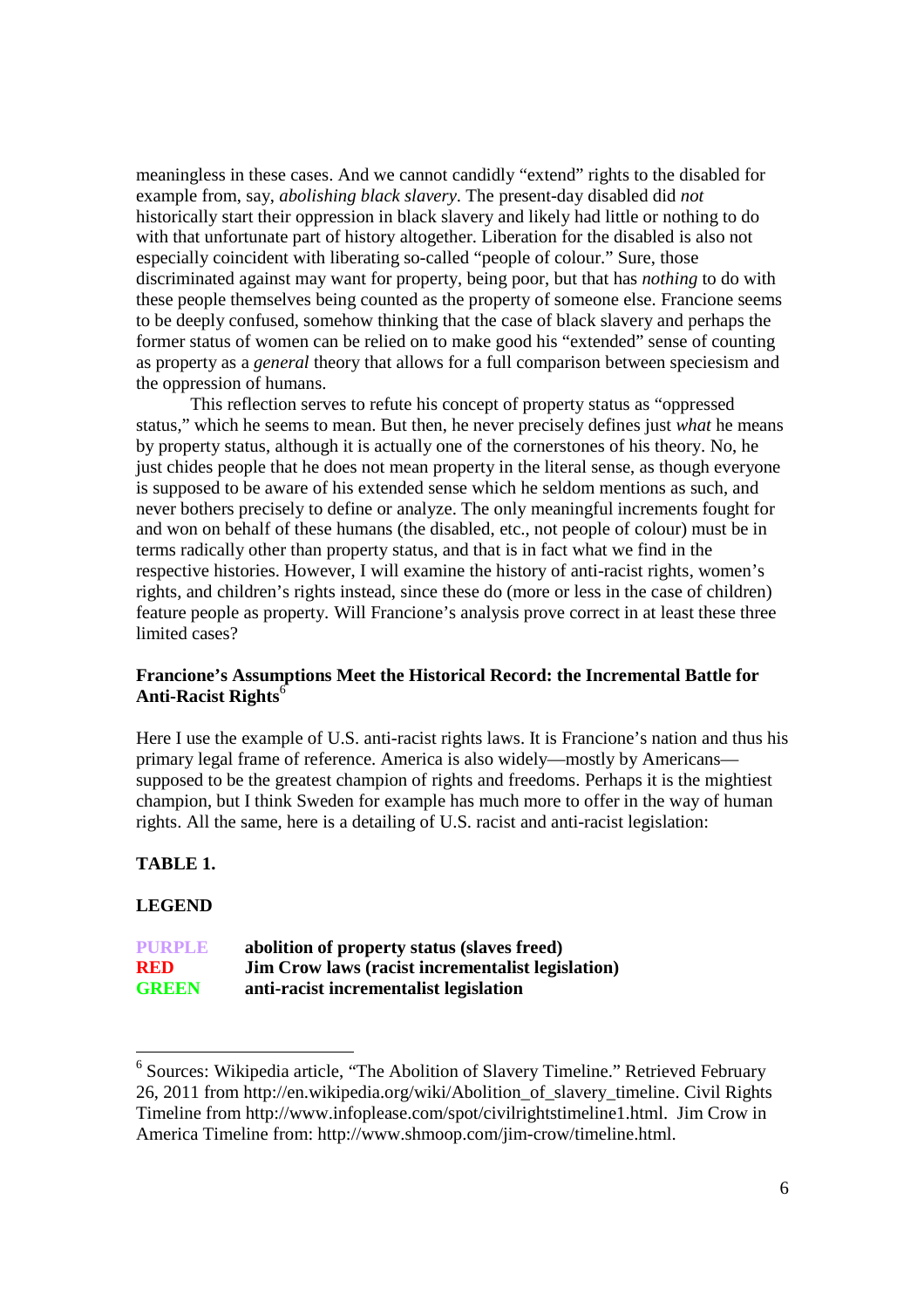meaningless in these cases. And we cannot candidly "extend" rights to the disabled for example from, say, *abolishing black slavery*. The present-day disabled did *not* historically start their oppression in black slavery and likely had little or nothing to do with that unfortunate part of history altogether. Liberation for the disabled is also not especially coincident with liberating so-called "people of colour." Sure, those discriminated against may want for property, being poor, but that has *nothing* to do with these people themselves being counted as the property of someone else. Francione seems to be deeply confused, somehow thinking that the case of black slavery and perhaps the former status of women can be relied on to make good his "extended" sense of counting as property as a *general* theory that allows for a full comparison between speciesism and the oppression of humans.

This reflection serves to refute his concept of property status as "oppressed status," which he seems to mean. But then, he never precisely defines just *what* he means by property status, although it is actually one of the cornerstones of his theory. No, he just chides people that he does not mean property in the literal sense, as though everyone is supposed to be aware of his extended sense which he seldom mentions as such, and never bothers precisely to define or analyze. The only meaningful increments fought for and won on behalf of these humans (the disabled, etc., not people of colour) must be in terms radically other than property status, and that is in fact what we find in the respective histories. However, I will examine the history of anti-racist rights, women's rights, and children's rights instead, since these do (more or less in the case of children) feature people as property. Will Francione's analysis prove correct in at least these three limited cases?

## Francione's Assumptions Meet the Historical Record: the Incremental Battle for Anti-Racist Rights[6]

Here I use the example of U.S. anti-racist rights laws. It is Francione's nation and thus his primary legal frame of reference. America is also widely—mostly by Americans—supposed to be the greatest champion of rights and freedoms. Perhaps it is the mightiest champion, but I think Sweden for example has much more to offer in the way of human rights. All the same, here is a detailing of U.S. racist and anti-racist legislation:

**TABLE 1.**

**LEGEND**

| | |
|---|---|
| **PURPLE** | **abolition of property status (slaves freed)** |
| **RED** | **Jim Crow laws (racist incrementalist legislation)** |
| **GREEN** | **anti-racist incrementalist legislation** |

[6] Sources: Wikipedia article, "The Abolition of Slavery Timeline." Retrieved February 26, 2011 from http://en.wikipedia.org/wiki/Abolition_of_slavery_timeline. Civil Rights Timeline from http://www.infoplease.com/spot/civilrightstimeline1.html. Jim Crow in America Timeline from: http://www.shmoop.com/jim-crow/timeline.html.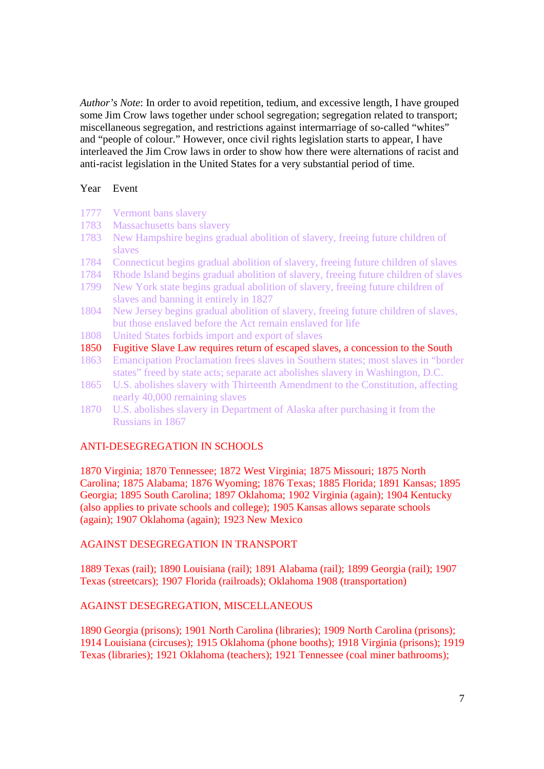*Author's Note*: In order to avoid repetition, tedium, and excessive length, I have grouped some Jim Crow laws together under school segregation; segregation related to transport; miscellaneous segregation, and restrictions against intermarriage of so-called "whites" and "people of colour." However, once civil rights legislation starts to appear, I have interleaved the Jim Crow laws in order to show how there were alternations of racist and anti-racist legislation in the United States for a very substantial period of time.

| Year | Event |
|---|---|
| 1777 | Vermont bans slavery |
| 1783 | Massachusetts bans slavery |
| 1783 | New Hampshire begins gradual abolition of slavery, freeing future children of slaves |
| 1784 | Connecticut begins gradual abolition of slavery, freeing future children of slaves |
| 1784 | Rhode Island begins gradual abolition of slavery, freeing future children of slaves |
| 1799 | New York state begins gradual abolition of slavery, freeing future children of slaves and banning it entirely in 1827 |
| 1804 | New Jersey begins gradual abolition of slavery, freeing future children of slaves, but those enslaved before the Act remain enslaved for life |
| 1808 | United States forbids import and export of slaves |
| 1850 | Fugitive Slave Law requires return of escaped slaves, a concession to the South |
| 1863 | Emancipation Proclamation frees slaves in Southern states; most slaves in "border states" freed by state acts; separate act abolishes slavery in Washington, D.C. |
| 1865 | U.S. abolishes slavery with Thirteenth Amendment to the Constitution, affecting nearly 40,000 remaining slaves |
| 1870 | U.S. abolishes slavery in Department of Alaska after purchasing it from the Russians in 1867 |

ANTI-DESEGREGATION IN SCHOOLS

1870 Virginia; 1870 Tennessee; 1872 West Virginia; 1875 Missouri; 1875 North Carolina; 1875 Alabama; 1876 Wyoming; 1876 Texas; 1885 Florida; 1891 Kansas; 1895 Georgia; 1895 South Carolina; 1897 Oklahoma; 1902 Virginia (again); 1904 Kentucky (also applies to private schools and college); 1905 Kansas allows separate schools (again); 1907 Oklahoma (again); 1923 New Mexico

AGAINST DESEGREGATION IN TRANSPORT

1889 Texas (rail); 1890 Louisiana (rail); 1891 Alabama (rail); 1899 Georgia (rail); 1907 Texas (streetcars); 1907 Florida (railroads); Oklahoma 1908 (transportation)

AGAINST DESEGREGATION, MISCELLANEOUS

1890 Georgia (prisons); 1901 North Carolina (libraries); 1909 North Carolina (prisons); 1914 Louisiana (circuses); 1915 Oklahoma (phone booths); 1918 Virginia (prisons); 1919 Texas (libraries); 1921 Oklahoma (teachers); 1921 Tennessee (coal miner bathrooms);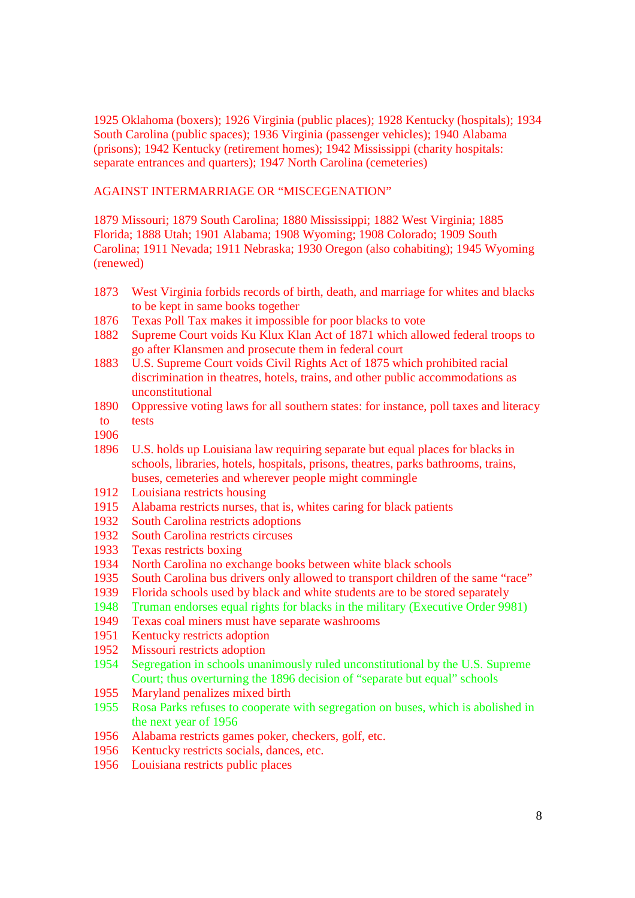1925 Oklahoma (boxers); 1926 Virginia (public places); 1928 Kentucky (hospitals); 1934 South Carolina (public spaces); 1936 Virginia (passenger vehicles); 1940 Alabama (prisons); 1942 Kentucky (retirement homes); 1942 Mississippi (charity hospitals: separate entrances and quarters); 1947 North Carolina (cemeteries)

AGAINST INTERMARRIAGE OR "MISCEGENATION"

1879 Missouri; 1879 South Carolina; 1880 Mississippi; 1882 West Virginia; 1885 Florida; 1888 Utah; 1901 Alabama; 1908 Wyoming; 1908 Colorado; 1909 South Carolina; 1911 Nevada; 1911 Nebraska; 1930 Oregon (also cohabiting); 1945 Wyoming (renewed)

1873 West Virginia forbids records of birth, death, and marriage for whites and blacks to be kept in same books together
1876 Texas Poll Tax makes it impossible for poor blacks to vote
1882 Supreme Court voids Ku Klux Klan Act of 1871 which allowed federal troops to go after Klansmen and prosecute them in federal court
1883 U.S. Supreme Court voids Civil Rights Act of 1875 which prohibited racial discrimination in theatres, hotels, trains, and other public accommodations as unconstitutional
1890 to 1906 Oppressive voting laws for all southern states: for instance, poll taxes and literacy tests
1896 U.S. holds up Louisiana law requiring separate but equal places for blacks in schools, libraries, hotels, hospitals, prisons, theatres, parks bathrooms, trains, buses, cemeteries and wherever people might commingle
1912 Louisiana restricts housing
1915 Alabama restricts nurses, that is, whites caring for black patients
1932 South Carolina restricts adoptions
1932 South Carolina restricts circuses
1933 Texas restricts boxing
1934 North Carolina no exchange books between white black schools
1935 South Carolina bus drivers only allowed to transport children of the same "race"
1939 Florida schools used by black and white students are to be stored separately
1948 Truman endorses equal rights for blacks in the military (Executive Order 9981)
1949 Texas coal miners must have separate washrooms
1951 Kentucky restricts adoption
1952 Missouri restricts adoption
1954 Segregation in schools unanimously ruled unconstitutional by the U.S. Supreme Court; thus overturning the 1896 decision of "separate but equal" schools
1955 Maryland penalizes mixed birth
1955 Rosa Parks refuses to cooperate with segregation on buses, which is abolished in the next year of 1956
1956 Alabama restricts games poker, checkers, golf, etc.
1956 Kentucky restricts socials, dances, etc.
1956 Louisiana restricts public places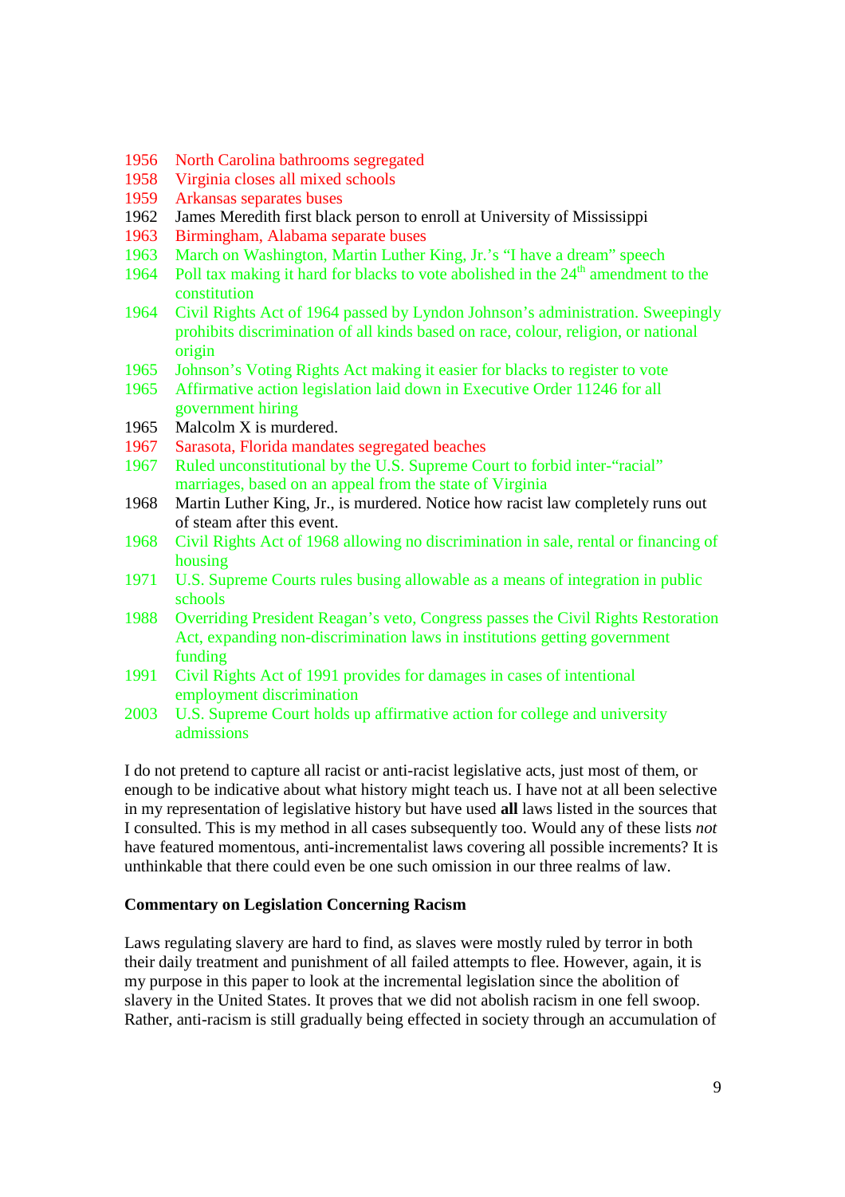1956 North Carolina bathrooms segregated
1958 Virginia closes all mixed schools
1959 Arkansas separates buses
1962 James Meredith first black person to enroll at University of Mississippi
1963 Birmingham, Alabama separate buses
1963 March on Washington, Martin Luther King, Jr.'s "I have a dream" speech
1964 Poll tax making it hard for blacks to vote abolished in the 24th amendment to the constitution
1964 Civil Rights Act of 1964 passed by Lyndon Johnson's administration. Sweepingly prohibits discrimination of all kinds based on race, colour, religion, or national origin
1965 Johnson's Voting Rights Act making it easier for blacks to register to vote
1965 Affirmative action legislation laid down in Executive Order 11246 for all government hiring
1965 Malcolm X is murdered.
1967 Sarasota, Florida mandates segregated beaches
1967 Ruled unconstitutional by the U.S. Supreme Court to forbid inter-"racial" marriages, based on an appeal from the state of Virginia
1968 Martin Luther King, Jr., is murdered. Notice how racist law completely runs out of steam after this event.
1968 Civil Rights Act of 1968 allowing no discrimination in sale, rental or financing of housing
1971 U.S. Supreme Courts rules busing allowable as a means of integration in public schools
1988 Overriding President Reagan's veto, Congress passes the Civil Rights Restoration Act, expanding non-discrimination laws in institutions getting government funding
1991 Civil Rights Act of 1991 provides for damages in cases of intentional employment discrimination
2003 U.S. Supreme Court holds up affirmative action for college and university admissions

I do not pretend to capture all racist or anti-racist legislative acts, just most of them, or enough to be indicative about what history might teach us. I have not at all been selective in my representation of legislative history but have used **all** laws listed in the sources that I consulted. This is my method in all cases subsequently too. Would any of these lists *not* have featured momentous, anti-incrementalist laws covering all possible increments? It is unthinkable that there could even be one such omission in our three realms of law.

**Commentary on Legislation Concerning Racism**

Laws regulating slavery are hard to find, as slaves were mostly ruled by terror in both their daily treatment and punishment of all failed attempts to flee. However, again, it is my purpose in this paper to look at the incremental legislation since the abolition of slavery in the United States. It proves that we did not abolish racism in one fell swoop. Rather, anti-racism is still gradually being effected in society through an accumulation of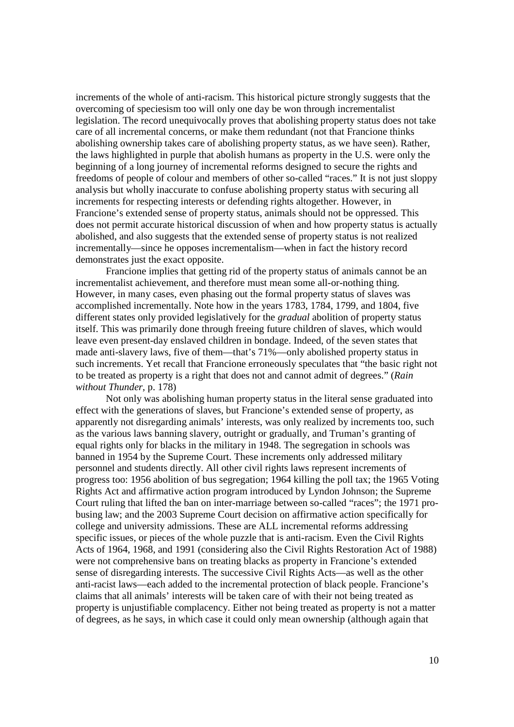increments of the whole of anti-racism. This historical picture strongly suggests that the overcoming of speciesism too will only one day be won through incrementalist legislation. The record unequivocally proves that abolishing property status does not take care of all incremental concerns, or make them redundant (not that Francione thinks abolishing ownership takes care of abolishing property status, as we have seen). Rather, the laws highlighted in purple that abolish humans as property in the U.S. were only the beginning of a long journey of incremental reforms designed to secure the rights and freedoms of people of colour and members of other so-called "races." It is not just sloppy analysis but wholly inaccurate to confuse abolishing property status with securing all increments for respecting interests or defending rights altogether. However, in Francione's extended sense of property status, animals should not be oppressed. This does not permit accurate historical discussion of when and how property status is actually abolished, and also suggests that the extended sense of property status is not realized incrementally—since he opposes incrementalism—when in fact the history record demonstrates just the exact opposite.

Francione implies that getting rid of the property status of animals cannot be an incrementalist achievement, and therefore must mean some all-or-nothing thing. However, in many cases, even phasing out the formal property status of slaves was accomplished incrementally. Note how in the years 1783, 1784, 1799, and 1804, five different states only provided legislatively for the *gradual* abolition of property status itself. This was primarily done through freeing future children of slaves, which would leave even present-day enslaved children in bondage. Indeed, of the seven states that made anti-slavery laws, five of them—that's 71%—only abolished property status in such increments. Yet recall that Francione erroneously speculates that "the basic right not to be treated as property is a right that does not and cannot admit of degrees." (*Rain without Thunder*, p. 178)

Not only was abolishing human property status in the literal sense graduated into effect with the generations of slaves, but Francione's extended sense of property, as apparently not disregarding animals' interests, was only realized by increments too, such as the various laws banning slavery, outright or gradually, and Truman's granting of equal rights only for blacks in the military in 1948. The segregation in schools was banned in 1954 by the Supreme Court. These increments only addressed military personnel and students directly. All other civil rights laws represent increments of progress too: 1956 abolition of bus segregation; 1964 killing the poll tax; the 1965 Voting Rights Act and affirmative action program introduced by Lyndon Johnson; the Supreme Court ruling that lifted the ban on inter-marriage between so-called "races"; the 1971 pro-busing law; and the 2003 Supreme Court decision on affirmative action specifically for college and university admissions. These are ALL incremental reforms addressing specific issues, or pieces of the whole puzzle that is anti-racism. Even the Civil Rights Acts of 1964, 1968, and 1991 (considering also the Civil Rights Restoration Act of 1988) were not comprehensive bans on treating blacks as property in Francione's extended sense of disregarding interests. The successive Civil Rights Acts—as well as the other anti-racist laws—each added to the incremental protection of black people. Francione's claims that all animals' interests will be taken care of with their not being treated as property is unjustifiable complacency. Either not being treated as property is not a matter of degrees, as he says, in which case it could only mean ownership (although again that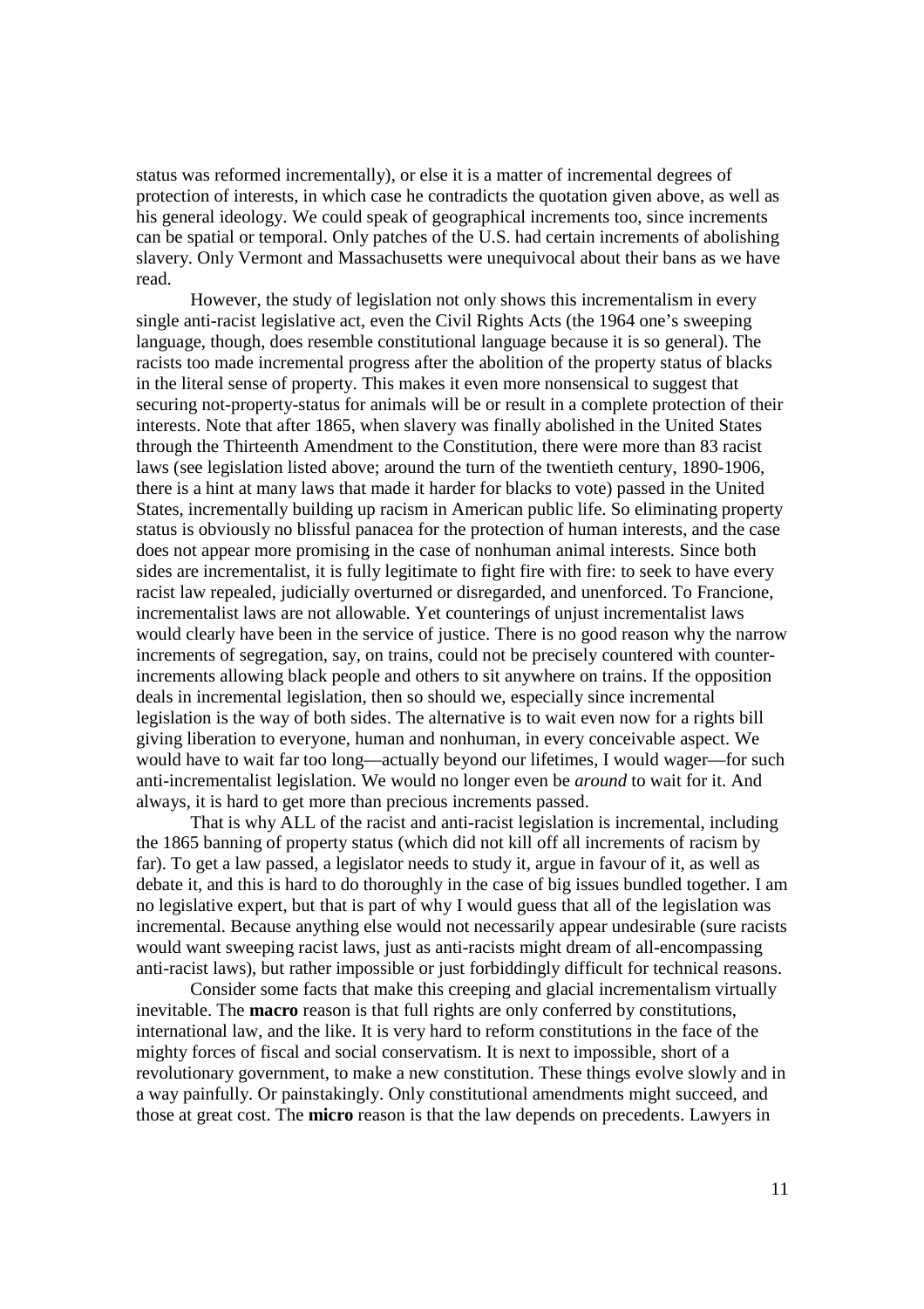status was reformed incrementally), or else it is a matter of incremental degrees of protection of interests, in which case he contradicts the quotation given above, as well as his general ideology. We could speak of geographical increments too, since increments can be spatial or temporal. Only patches of the U.S. had certain increments of abolishing slavery. Only Vermont and Massachusetts were unequivocal about their bans as we have read.

However, the study of legislation not only shows this incrementalism in every single anti-racist legislative act, even the Civil Rights Acts (the 1964 one's sweeping language, though, does resemble constitutional language because it is so general). The racists too made incremental progress after the abolition of the property status of blacks in the literal sense of property. This makes it even more nonsensical to suggest that securing not-property-status for animals will be or result in a complete protection of their interests. Note that after 1865, when slavery was finally abolished in the United States through the Thirteenth Amendment to the Constitution, there were more than 83 racist laws (see legislation listed above; around the turn of the twentieth century, 1890-1906, there is a hint at many laws that made it harder for blacks to vote) passed in the United States, incrementally building up racism in American public life. So eliminating property status is obviously no blissful panacea for the protection of human interests, and the case does not appear more promising in the case of nonhuman animal interests. Since both sides are incrementalist, it is fully legitimate to fight fire with fire: to seek to have every racist law repealed, judicially overturned or disregarded, and unenforced. To Francione, incrementalist laws are not allowable. Yet counterings of unjust incrementalist laws would clearly have been in the service of justice. There is no good reason why the narrow increments of segregation, say, on trains, could not be precisely countered with counter-increments allowing black people and others to sit anywhere on trains. If the opposition deals in incremental legislation, then so should we, especially since incremental legislation is the way of both sides. The alternative is to wait even now for a rights bill giving liberation to everyone, human and nonhuman, in every conceivable aspect. We would have to wait far too long—actually beyond our lifetimes, I would wager—for such anti-incrementalist legislation. We would no longer even be *around* to wait for it. And always, it is hard to get more than precious increments passed.

That is why ALL of the racist and anti-racist legislation is incremental, including the 1865 banning of property status (which did not kill off all increments of racism by far). To get a law passed, a legislator needs to study it, argue in favour of it, as well as debate it, and this is hard to do thoroughly in the case of big issues bundled together. I am no legislative expert, but that is part of why I would guess that all of the legislation was incremental. Because anything else would not necessarily appear undesirable (sure racists would want sweeping racist laws, just as anti-racists might dream of all-encompassing anti-racist laws), but rather impossible or just forbiddingly difficult for technical reasons.

Consider some facts that make this creeping and glacial incrementalism virtually inevitable. The **macro** reason is that full rights are only conferred by constitutions, international law, and the like. It is very hard to reform constitutions in the face of the mighty forces of fiscal and social conservatism. It is next to impossible, short of a revolutionary government, to make a new constitution. These things evolve slowly and in a way painfully. Or painstakingly. Only constitutional amendments might succeed, and those at great cost. The **micro** reason is that the law depends on precedents. Lawyers in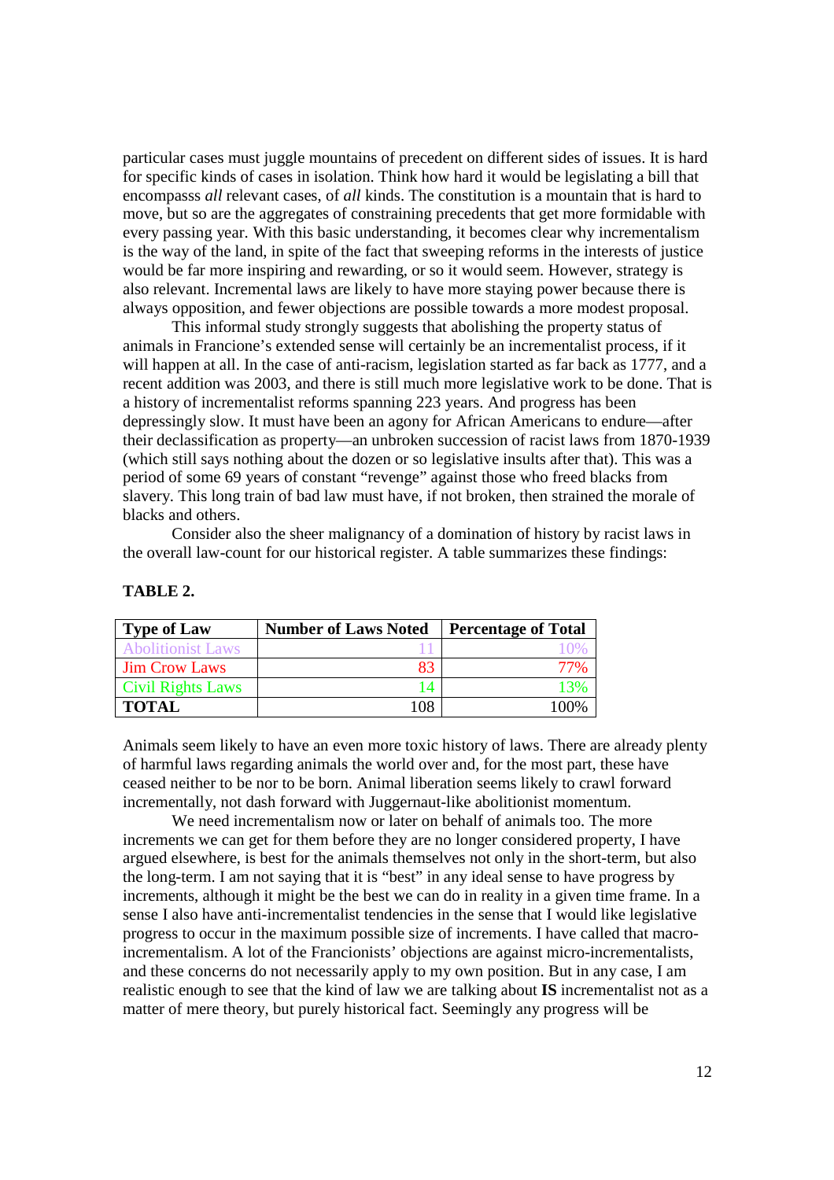particular cases must juggle mountains of precedent on different sides of issues. It is hard for specific kinds of cases in isolation. Think how hard it would be legislating a bill that encompasss *all* relevant cases, of *all* kinds. The constitution is a mountain that is hard to move, but so are the aggregates of constraining precedents that get more formidable with every passing year. With this basic understanding, it becomes clear why incrementalism is the way of the land, in spite of the fact that sweeping reforms in the interests of justice would be far more inspiring and rewarding, or so it would seem. However, strategy is also relevant. Incremental laws are likely to have more staying power because there is always opposition, and fewer objections are possible towards a more modest proposal.

This informal study strongly suggests that abolishing the property status of animals in Francione's extended sense will certainly be an incrementalist process, if it will happen at all. In the case of anti-racism, legislation started as far back as 1777, and a recent addition was 2003, and there is still much more legislative work to be done. That is a history of incrementalist reforms spanning 223 years. And progress has been depressingly slow. It must have been an agony for African Americans to endure—after their declassification as property—an unbroken succession of racist laws from 1870-1939 (which still says nothing about the dozen or so legislative insults after that). This was a period of some 69 years of constant "revenge" against those who freed blacks from slavery. This long train of bad law must have, if not broken, then strained the morale of blacks and others.

Consider also the sheer malignancy of a domination of history by racist laws in the overall law-count for our historical register. A table summarizes these findings:

**TABLE 2.**

| Type of Law | Number of Laws Noted | Percentage of Total |
|---|---|---|
| Abolitionist Laws | 11 | 10% |
| Jim Crow Laws | 83 | 77% |
| Civil Rights Laws | 14 | 13% |
| **TOTAL** | 108 | 100% |

Animals seem likely to have an even more toxic history of laws. There are already plenty of harmful laws regarding animals the world over and, for the most part, these have ceased neither to be nor to be born. Animal liberation seems likely to crawl forward incrementally, not dash forward with Juggernaut-like abolitionist momentum.

We need incrementalism now or later on behalf of animals too. The more increments we can get for them before they are no longer considered property, I have argued elsewhere, is best for the animals themselves not only in the short-term, but also the long-term. I am not saying that it is "best" in any ideal sense to have progress by increments, although it might be the best we can do in reality in a given time frame. In a sense I also have anti-incrementalist tendencies in the sense that I would like legislative progress to occur in the maximum possible size of increments. I have called that macro-incrementalism. A lot of the Francionists' objections are against micro-incrementalists, and these concerns do not necessarily apply to my own position. But in any case, I am realistic enough to see that the kind of law we are talking about **IS** incrementalist not as a matter of mere theory, but purely historical fact. Seemingly any progress will be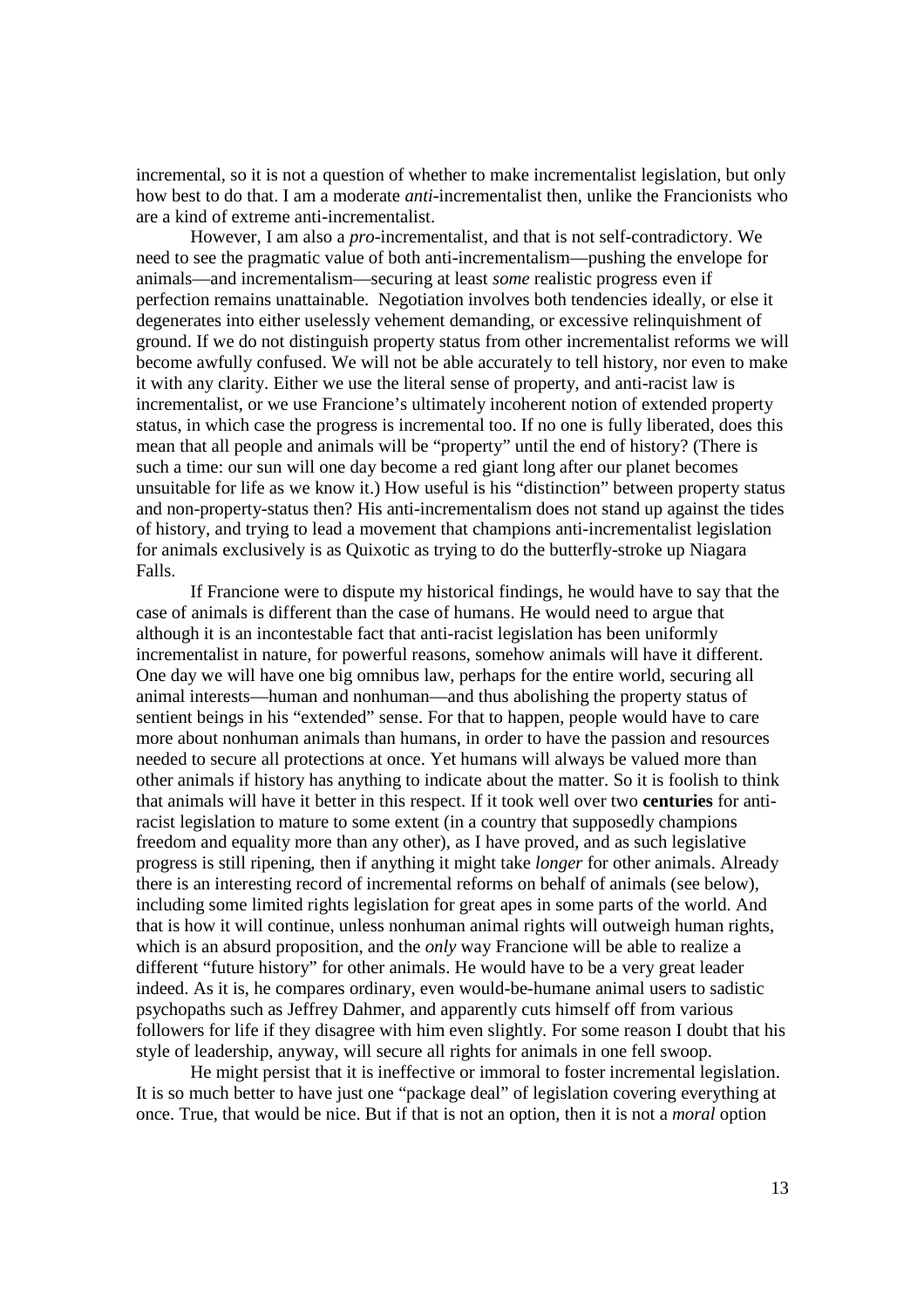incremental, so it is not a question of whether to make incrementalist legislation, but only how best to do that. I am a moderate *anti*-incrementalist then, unlike the Francionists who are a kind of extreme anti-incrementalist.

However, I am also a *pro*-incrementalist, and that is not self-contradictory. We need to see the pragmatic value of both anti-incrementalism—pushing the envelope for animals—and incrementalism—securing at least *some* realistic progress even if perfection remains unattainable. Negotiation involves both tendencies ideally, or else it degenerates into either uselessly vehement demanding, or excessive relinquishment of ground. If we do not distinguish property status from other incrementalist reforms we will become awfully confused. We will not be able accurately to tell history, nor even to make it with any clarity. Either we use the literal sense of property, and anti-racist law is incrementalist, or we use Francione's ultimately incoherent notion of extended property status, in which case the progress is incremental too. If no one is fully liberated, does this mean that all people and animals will be "property" until the end of history? (There is such a time: our sun will one day become a red giant long after our planet becomes unsuitable for life as we know it.) How useful is his "distinction" between property status and non-property-status then? His anti-incrementalism does not stand up against the tides of history, and trying to lead a movement that champions anti-incrementalist legislation for animals exclusively is as Quixotic as trying to do the butterfly-stroke up Niagara Falls.

If Francione were to dispute my historical findings, he would have to say that the case of animals is different than the case of humans. He would need to argue that although it is an incontestable fact that anti-racist legislation has been uniformly incrementalist in nature, for powerful reasons, somehow animals will have it different. One day we will have one big omnibus law, perhaps for the entire world, securing all animal interests—human and nonhuman—and thus abolishing the property status of sentient beings in his "extended" sense. For that to happen, people would have to care more about nonhuman animals than humans, in order to have the passion and resources needed to secure all protections at once. Yet humans will always be valued more than other animals if history has anything to indicate about the matter. So it is foolish to think that animals will have it better in this respect. If it took well over two **centuries** for anti-racist legislation to mature to some extent (in a country that supposedly champions freedom and equality more than any other), as I have proved, and as such legislative progress is still ripening, then if anything it might take *longer* for other animals. Already there is an interesting record of incremental reforms on behalf of animals (see below), including some limited rights legislation for great apes in some parts of the world. And that is how it will continue, unless nonhuman animal rights will outweigh human rights, which is an absurd proposition, and the *only* way Francione will be able to realize a different "future history" for other animals. He would have to be a very great leader indeed. As it is, he compares ordinary, even would-be-humane animal users to sadistic psychopaths such as Jeffrey Dahmer, and apparently cuts himself off from various followers for life if they disagree with him even slightly. For some reason I doubt that his style of leadership, anyway, will secure all rights for animals in one fell swoop.

He might persist that it is ineffective or immoral to foster incremental legislation. It is so much better to have just one "package deal" of legislation covering everything at once. True, that would be nice. But if that is not an option, then it is not a *moral* option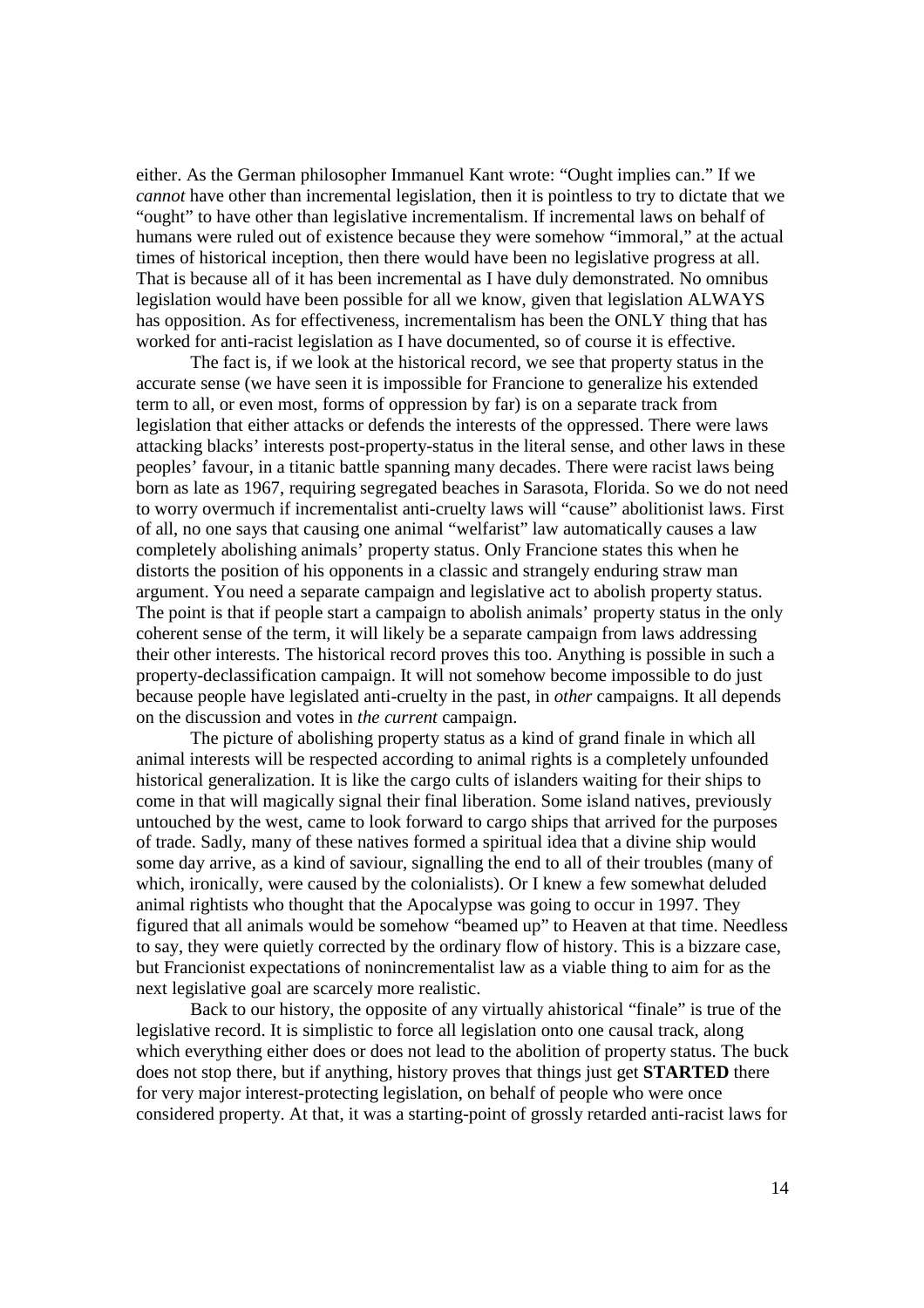either. As the German philosopher Immanuel Kant wrote: "Ought implies can." If we *cannot* have other than incremental legislation, then it is pointless to try to dictate that we "ought" to have other than legislative incrementalism. If incremental laws on behalf of humans were ruled out of existence because they were somehow "immoral," at the actual times of historical inception, then there would have been no legislative progress at all. That is because all of it has been incremental as I have duly demonstrated. No omnibus legislation would have been possible for all we know, given that legislation ALWAYS has opposition. As for effectiveness, incrementalism has been the ONLY thing that has worked for anti-racist legislation as I have documented, so of course it is effective.

The fact is, if we look at the historical record, we see that property status in the accurate sense (we have seen it is impossible for Francione to generalize his extended term to all, or even most, forms of oppression by far) is on a separate track from legislation that either attacks or defends the interests of the oppressed. There were laws attacking blacks' interests post-property-status in the literal sense, and other laws in these peoples' favour, in a titanic battle spanning many decades. There were racist laws being born as late as 1967, requiring segregated beaches in Sarasota, Florida. So we do not need to worry overmuch if incrementalist anti-cruelty laws will "cause" abolitionist laws. First of all, no one says that causing one animal "welfarist" law automatically causes a law completely abolishing animals' property status. Only Francione states this when he distorts the position of his opponents in a classic and strangely enduring straw man argument. You need a separate campaign and legislative act to abolish property status. The point is that if people start a campaign to abolish animals' property status in the only coherent sense of the term, it will likely be a separate campaign from laws addressing their other interests. The historical record proves this too. Anything is possible in such a property-declassification campaign. It will not somehow become impossible to do just because people have legislated anti-cruelty in the past, in *other* campaigns. It all depends on the discussion and votes in *the current* campaign.

The picture of abolishing property status as a kind of grand finale in which all animal interests will be respected according to animal rights is a completely unfounded historical generalization. It is like the cargo cults of islanders waiting for their ships to come in that will magically signal their final liberation. Some island natives, previously untouched by the west, came to look forward to cargo ships that arrived for the purposes of trade. Sadly, many of these natives formed a spiritual idea that a divine ship would some day arrive, as a kind of saviour, signalling the end to all of their troubles (many of which, ironically, were caused by the colonialists). Or I knew a few somewhat deluded animal rightists who thought that the Apocalypse was going to occur in 1997. They figured that all animals would be somehow "beamed up" to Heaven at that time. Needless to say, they were quietly corrected by the ordinary flow of history. This is a bizzare case, but Francionist expectations of nonincrementalist law as a viable thing to aim for as the next legislative goal are scarcely more realistic.

Back to our history, the opposite of any virtually ahistorical "finale" is true of the legislative record. It is simplistic to force all legislation onto one causal track, along which everything either does or does not lead to the abolition of property status. The buck does not stop there, but if anything, history proves that things just get **STARTED** there for very major interest-protecting legislation, on behalf of people who were once considered property. At that, it was a starting-point of grossly retarded anti-racist laws for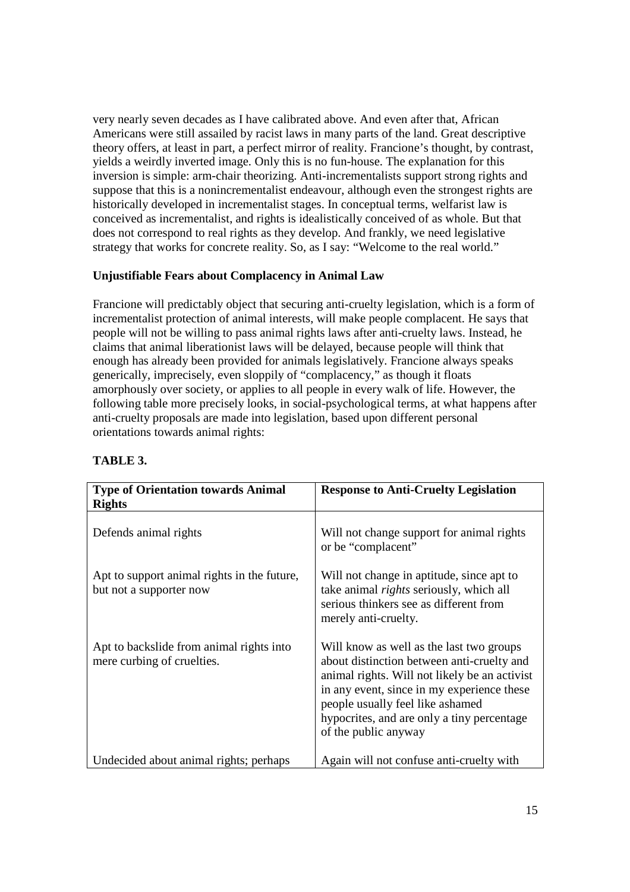very nearly seven decades as I have calibrated above. And even after that, African Americans were still assailed by racist laws in many parts of the land. Great descriptive theory offers, at least in part, a perfect mirror of reality. Francione's thought, by contrast, yields a weirdly inverted image. Only this is no fun-house. The explanation for this inversion is simple: arm-chair theorizing. Anti-incrementalists support strong rights and suppose that this is a nonincrementalist endeavour, although even the strongest rights are historically developed in incrementalist stages. In conceptual terms, welfarist law is conceived as incrementalist, and rights is idealistically conceived of as whole. But that does not correspond to real rights as they develop. And frankly, we need legislative strategy that works for concrete reality. So, as I say: "Welcome to the real world."

**Unjustifiable Fears about Complacency in Animal Law**

Francione will predictably object that securing anti-cruelty legislation, which is a form of incrementalist protection of animal interests, will make people complacent. He says that people will not be willing to pass animal rights laws after anti-cruelty laws. Instead, he claims that animal liberationist laws will be delayed, because people will think that enough has already been provided for animals legislatively. Francione always speaks generically, imprecisely, even sloppily of "complacency," as though it floats amorphously over society, or applies to all people in every walk of life. However, the following table more precisely looks, in social-psychological terms, at what happens after anti-cruelty proposals are made into legislation, based upon different personal orientations towards animal rights:

**TABLE 3.**

| Type of Orientation towards Animal Rights | Response to Anti-Cruelty Legislation |
|---|---|
| Defends animal rights | Will not change support for animal rights or be "complacent" |
| Apt to support animal rights in the future, but not a supporter now | Will not change in aptitude, since apt to take animal *rights* seriously, which all serious thinkers see as different from merely anti-cruelty. |
| Apt to backslide from animal rights into mere curbing of cruelties. | Will know as well as the last two groups about distinction between anti-cruelty and animal rights. Will not likely be an activist in any event, since in my experience these people usually feel like ashamed hypocrites, and are only a tiny percentage of the public anyway |
| Undecided about animal rights; perhaps | Again will not confuse anti-cruelty with |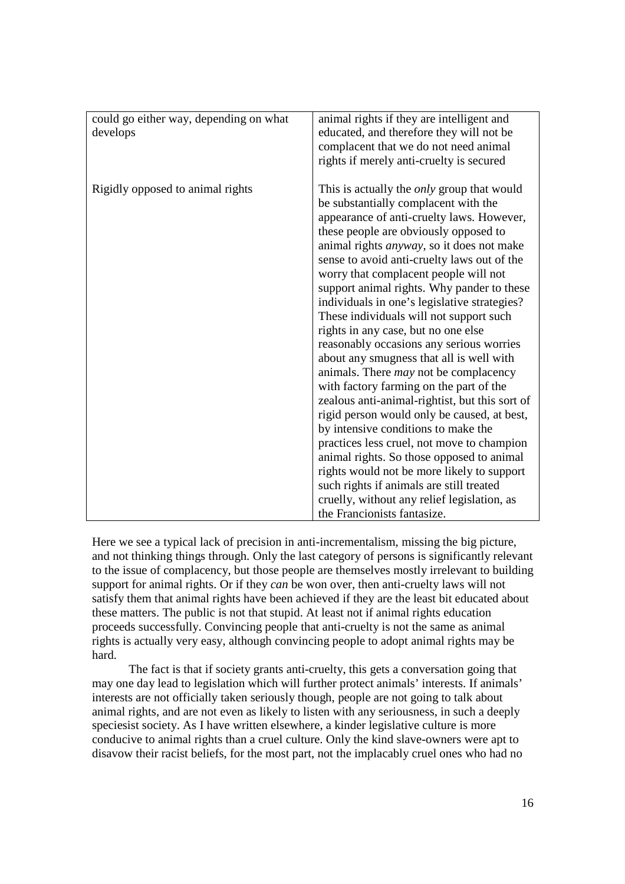| | |
|---|---|
| could go either way, depending on what develops | animal rights if they are intelligent and educated, and therefore they will not be complacent that we do not need animal rights if merely anti-cruelty is secured |
| Rigidly opposed to animal rights | This is actually the *only* group that would be substantially complacent with the appearance of anti-cruelty laws. However, these people are obviously opposed to animal rights *anyway*, so it does not make sense to avoid anti-cruelty laws out of the worry that complacent people will not support animal rights. Why pander to these individuals in one's legislative strategies? These individuals will not support such rights in any case, but no one else reasonably occasions any serious worries about any smugness that all is well with animals. There *may* not be complacency with factory farming on the part of the zealous anti-animal-rightist, but this sort of rigid person would only be caused, at best, by intensive conditions to make the practices less cruel, not move to champion animal rights. So those opposed to animal rights would not be more likely to support such rights if animals are still treated cruelly, without any relief legislation, as the Francionists fantasize. |

Here we see a typical lack of precision in anti-incrementalism, missing the big picture, and not thinking things through. Only the last category of persons is significantly relevant to the issue of complacency, but those people are themselves mostly irrelevant to building support for animal rights. Or if they *can* be won over, then anti-cruelty laws will not satisfy them that animal rights have been achieved if they are the least bit educated about these matters. The public is not that stupid. At least not if animal rights education proceeds successfully. Convincing people that anti-cruelty is not the same as animal rights is actually very easy, although convincing people to adopt animal rights may be hard.

The fact is that if society grants anti-cruelty, this gets a conversation going that may one day lead to legislation which will further protect animals' interests. If animals' interests are not officially taken seriously though, people are not going to talk about animal rights, and are not even as likely to listen with any seriousness, in such a deeply speciesist society. As I have written elsewhere, a kinder legislative culture is more conducive to animal rights than a cruel culture. Only the kind slave-owners were apt to disavow their racist beliefs, for the most part, not the implacably cruel ones who had no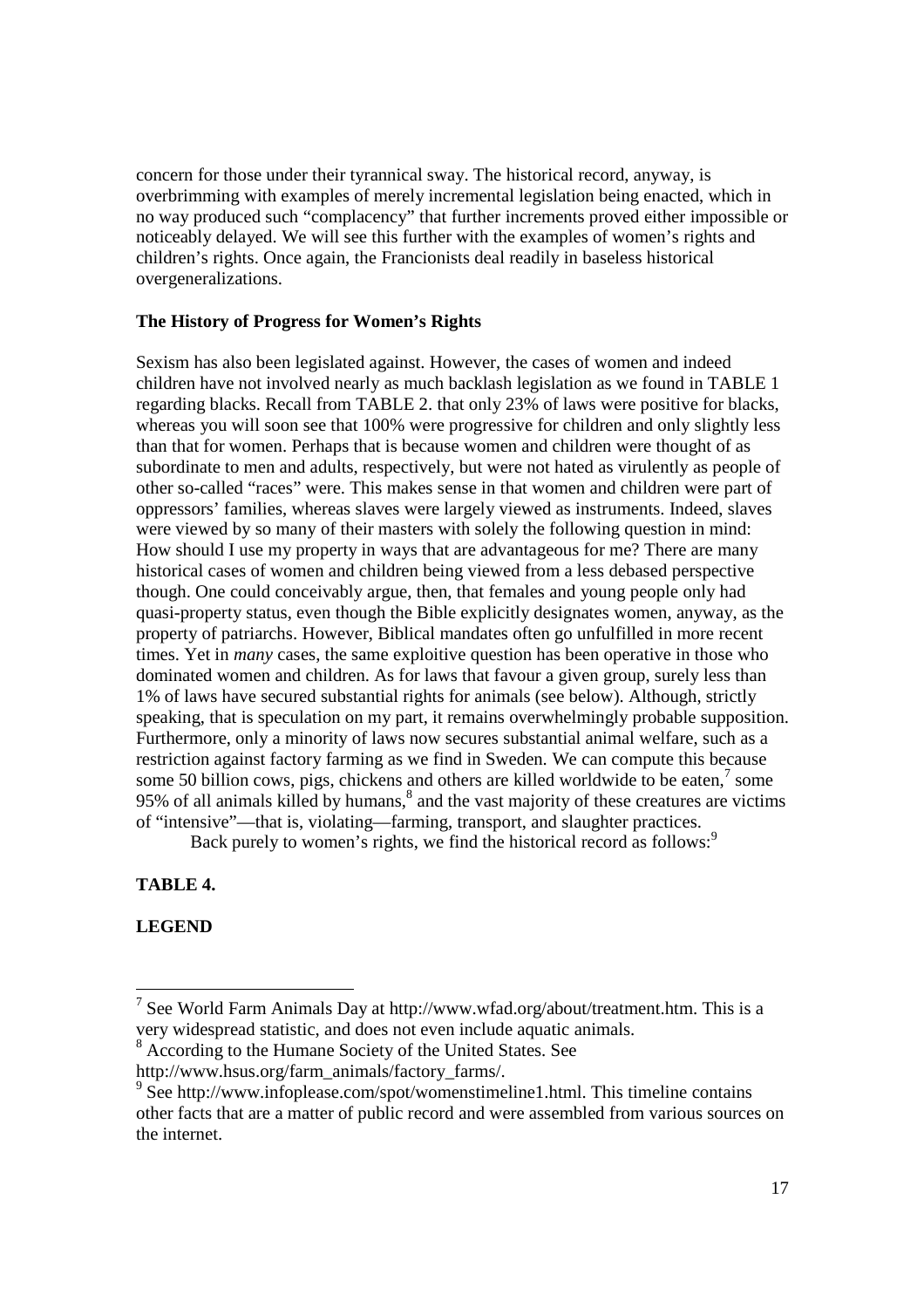concern for those under their tyrannical sway. The historical record, anyway, is overbrimming with examples of merely incremental legislation being enacted, which in no way produced such "complacency" that further increments proved either impossible or noticeably delayed. We will see this further with the examples of women's rights and children's rights. Once again, the Francionists deal readily in baseless historical overgeneralizations.

**The History of Progress for Women's Rights**

Sexism has also been legislated against. However, the cases of women and indeed children have not involved nearly as much backlash legislation as we found in TABLE 1 regarding blacks. Recall from TABLE 2. that only 23% of laws were positive for blacks, whereas you will soon see that 100% were progressive for children and only slightly less than that for women. Perhaps that is because women and children were thought of as subordinate to men and adults, respectively, but were not hated as virulently as people of other so-called "races" were. This makes sense in that women and children were part of oppressors' families, whereas slaves were largely viewed as instruments. Indeed, slaves were viewed by so many of their masters with solely the following question in mind: How should I use my property in ways that are advantageous for me? There are many historical cases of women and children being viewed from a less debased perspective though. One could conceivably argue, then, that females and young people only had quasi-property status, even though the Bible explicitly designates women, anyway, as the property of patriarchs. However, Biblical mandates often go unfulfilled in more recent times. Yet in *many* cases, the same exploitive question has been operative in those who dominated women and children. As for laws that favour a given group, surely less than 1% of laws have secured substantial rights for animals (see below). Although, strictly speaking, that is speculation on my part, it remains overwhelmingly probable supposition. Furthermore, only a minority of laws now secures substantial animal welfare, such as a restriction against factory farming as we find in Sweden. We can compute this because some 50 billion cows, pigs, chickens and others are killed worldwide to be eaten,[7] some 95% of all animals killed by humans,[8] and the vast majority of these creatures are victims of "intensive"—that is, violating—farming, transport, and slaughter practices.

Back purely to women's rights, we find the historical record as follows:[9]

**TABLE 4.**

**LEGEND**

---

[7] See World Farm Animals Day at http://www.wfad.org/about/treatment.htm. This is a very widespread statistic, and does not even include aquatic animals.

[8] According to the Humane Society of the United States. See http://www.hsus.org/farm_animals/factory_farms/.

[9] See http://www.infoplease.com/spot/womenstimeline1.html. This timeline contains other facts that are a matter of public record and were assembled from various sources on the internet.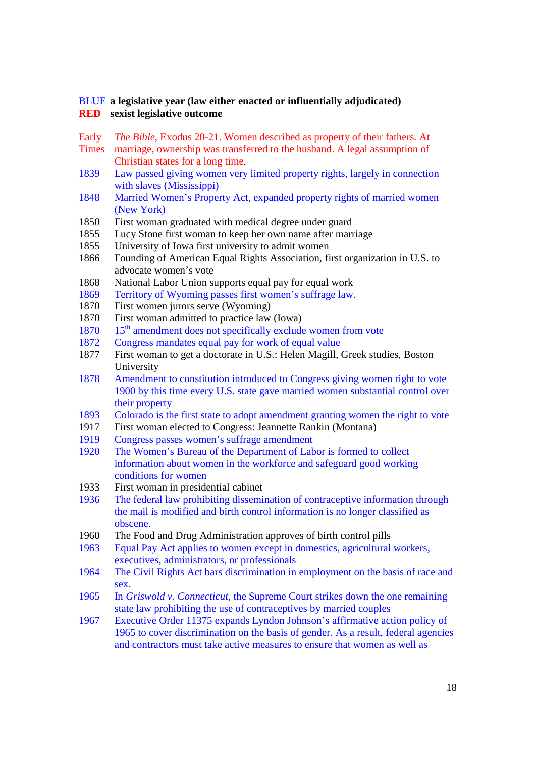BLUE **a legislative year (law either enacted or influentially adjudicated)**
**RED** **sexist legislative outcome**

| | |
|---|---|
| Early Times | *The Bible*, Exodus 20-21. Women described as property of their fathers. At marriage, ownership was transferred to the husband. A legal assumption of Christian states for a long time. |
| 1839 | Law passed giving women very limited property rights, largely in connection with slaves (Mississippi) |
| 1848 | Married Women's Property Act, expanded property rights of married women (New York) |
| 1850 | First woman graduated with medical degree under guard |
| 1855 | Lucy Stone first woman to keep her own name after marriage |
| 1855 | University of Iowa first university to admit women |
| 1866 | Founding of American Equal Rights Association, first organization in U.S. to advocate women's vote |
| 1868 | National Labor Union supports equal pay for equal work |
| 1869 | Territory of Wyoming passes first women's suffrage law. |
| 1870 | First women jurors serve (Wyoming) |
| 1870 | First woman admitted to practice law (Iowa) |
| 1870 | 15th amendment does not specifically exclude women from vote |
| 1872 | Congress mandates equal pay for work of equal value |
| 1877 | First woman to get a doctorate in U.S.: Helen Magill, Greek studies, Boston University |
| 1878 | Amendment to constitution introduced to Congress giving women right to vote 1900 by this time every U.S. state gave married women substantial control over their property |
| 1893 | Colorado is the first state to adopt amendment granting women the right to vote |
| 1917 | First woman elected to Congress: Jeannette Rankin (Montana) |
| 1919 | Congress passes women's suffrage amendment |
| 1920 | The Women's Bureau of the Department of Labor is formed to collect information about women in the workforce and safeguard good working conditions for women |
| 1933 | First woman in presidential cabinet |
| 1936 | The federal law prohibiting dissemination of contraceptive information through the mail is modified and birth control information is no longer classified as obscene. |
| 1960 | The Food and Drug Administration approves of birth control pills |
| 1963 | Equal Pay Act applies to women except in domestics, agricultural workers, executives, administrators, or professionals |
| 1964 | The Civil Rights Act bars discrimination in employment on the basis of race and sex. |
| 1965 | In *Griswold v. Connecticut*, the Supreme Court strikes down the one remaining state law prohibiting the use of contraceptives by married couples |
| 1967 | Executive Order 11375 expands Lyndon Johnson's affirmative action policy of 1965 to cover discrimination on the basis of gender. As a result, federal agencies and contractors must take active measures to ensure that women as well as |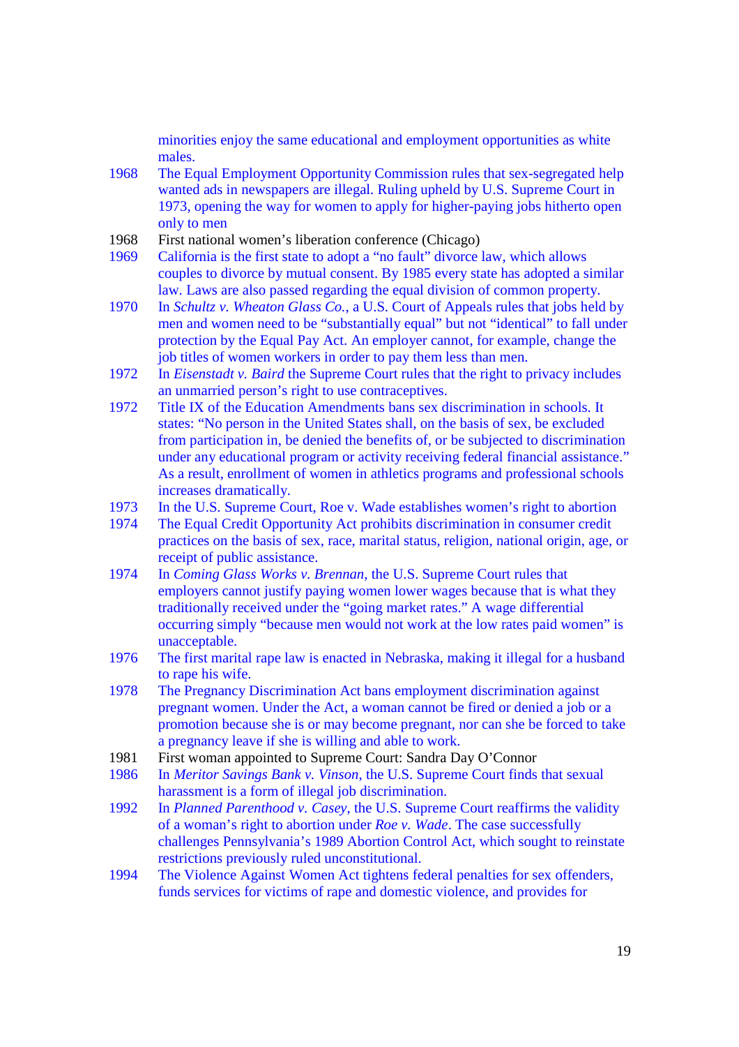minorities enjoy the same educational and employment opportunities as white males.

1968 The Equal Employment Opportunity Commission rules that sex-segregated help wanted ads in newspapers are illegal. Ruling upheld by U.S. Supreme Court in 1973, opening the way for women to apply for higher-paying jobs hitherto open only to men

1968 First national women's liberation conference (Chicago)

1969 California is the first state to adopt a "no fault" divorce law, which allows couples to divorce by mutual consent. By 1985 every state has adopted a similar law. Laws are also passed regarding the equal division of common property.

1970 In *Schultz v. Wheaton Glass Co.*, a U.S. Court of Appeals rules that jobs held by men and women need to be "substantially equal" but not "identical" to fall under protection by the Equal Pay Act. An employer cannot, for example, change the job titles of women workers in order to pay them less than men.

1972 In *Eisenstadt v. Baird* the Supreme Court rules that the right to privacy includes an unmarried person's right to use contraceptives.

1972 Title IX of the Education Amendments bans sex discrimination in schools. It states: "No person in the United States shall, on the basis of sex, be excluded from participation in, be denied the benefits of, or be subjected to discrimination under any educational program or activity receiving federal financial assistance." As a result, enrollment of women in athletics programs and professional schools increases dramatically.

1973 In the U.S. Supreme Court, Roe v. Wade establishes women's right to abortion

1974 The Equal Credit Opportunity Act prohibits discrimination in consumer credit practices on the basis of sex, race, marital status, religion, national origin, age, or receipt of public assistance.

1974 In *Coming Glass Works v. Brennan*, the U.S. Supreme Court rules that employers cannot justify paying women lower wages because that is what they traditionally received under the "going market rates." A wage differential occurring simply "because men would not work at the low rates paid women" is unacceptable.

1976 The first marital rape law is enacted in Nebraska, making it illegal for a husband to rape his wife.

1978 The Pregnancy Discrimination Act bans employment discrimination against pregnant women. Under the Act, a woman cannot be fired or denied a job or a promotion because she is or may become pregnant, nor can she be forced to take a pregnancy leave if she is willing and able to work.

1981 First woman appointed to Supreme Court: Sandra Day O'Connor

1986 In *Meritor Savings Bank v. Vinson*, the U.S. Supreme Court finds that sexual harassment is a form of illegal job discrimination.

1992 In *Planned Parenthood v. Casey*, the U.S. Supreme Court reaffirms the validity of a woman's right to abortion under *Roe v. Wade*. The case successfully challenges Pennsylvania's 1989 Abortion Control Act, which sought to reinstate restrictions previously ruled unconstitutional.

1994 The Violence Against Women Act tightens federal penalties for sex offenders, funds services for victims of rape and domestic violence, and provides for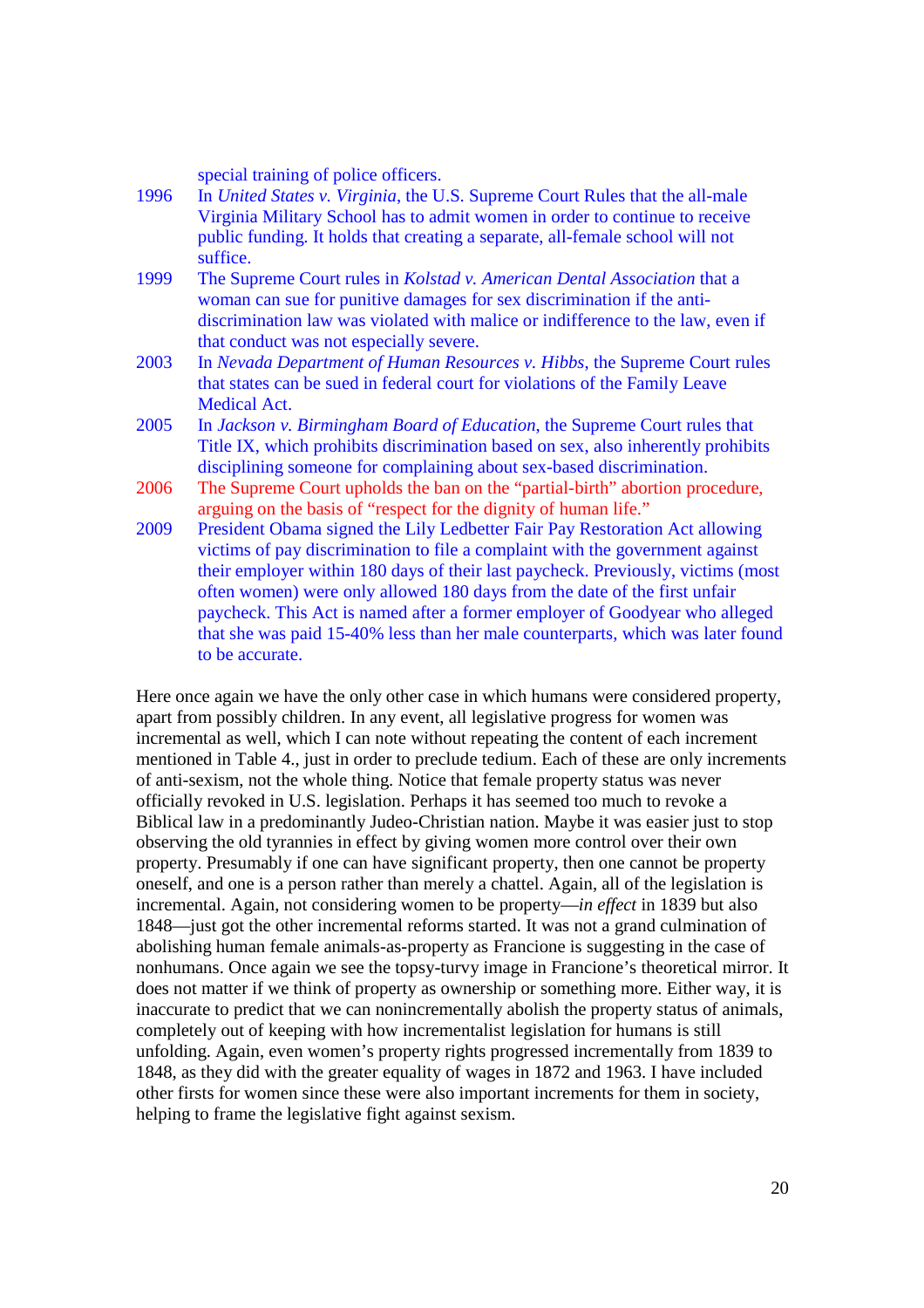special training of police officers.

1996 In *United States v. Virginia*, the U.S. Supreme Court Rules that the all-male Virginia Military School has to admit women in order to continue to receive public funding. It holds that creating a separate, all-female school will not suffice.

1999 The Supreme Court rules in *Kolstad v. American Dental Association* that a woman can sue for punitive damages for sex discrimination if the anti-discrimination law was violated with malice or indifference to the law, even if that conduct was not especially severe.

2003 In *Nevada Department of Human Resources v. Hibbs*, the Supreme Court rules that states can be sued in federal court for violations of the Family Leave Medical Act.

2005 In *Jackson v. Birmingham Board of Education*, the Supreme Court rules that Title IX, which prohibits discrimination based on sex, also inherently prohibits disciplining someone for complaining about sex-based discrimination.

2006 The Supreme Court upholds the ban on the "partial-birth" abortion procedure, arguing on the basis of "respect for the dignity of human life."

2009 President Obama signed the Lily Ledbetter Fair Pay Restoration Act allowing victims of pay discrimination to file a complaint with the government against their employer within 180 days of their last paycheck. Previously, victims (most often women) were only allowed 180 days from the date of the first unfair paycheck. This Act is named after a former employer of Goodyear who alleged that she was paid 15-40% less than her male counterparts, which was later found to be accurate.

Here once again we have the only other case in which humans were considered property, apart from possibly children. In any event, all legislative progress for women was incremental as well, which I can note without repeating the content of each increment mentioned in Table 4., just in order to preclude tedium. Each of these are only increments of anti-sexism, not the whole thing. Notice that female property status was never officially revoked in U.S. legislation. Perhaps it has seemed too much to revoke a Biblical law in a predominantly Judeo-Christian nation. Maybe it was easier just to stop observing the old tyrannies in effect by giving women more control over their own property. Presumably if one can have significant property, then one cannot be property oneself, and one is a person rather than merely a chattel. Again, all of the legislation is incremental. Again, not considering women to be property—*in effect* in 1839 but also 1848—just got the other incremental reforms started. It was not a grand culmination of abolishing human female animals-as-property as Francione is suggesting in the case of nonhumans. Once again we see the topsy-turvy image in Francione's theoretical mirror. It does not matter if we think of property as ownership or something more. Either way, it is inaccurate to predict that we can nonincrementally abolish the property status of animals, completely out of keeping with how incrementalist legislation for humans is still unfolding. Again, even women's property rights progressed incrementally from 1839 to 1848, as they did with the greater equality of wages in 1872 and 1963. I have included other firsts for women since these were also important increments for them in society, helping to frame the legislative fight against sexism.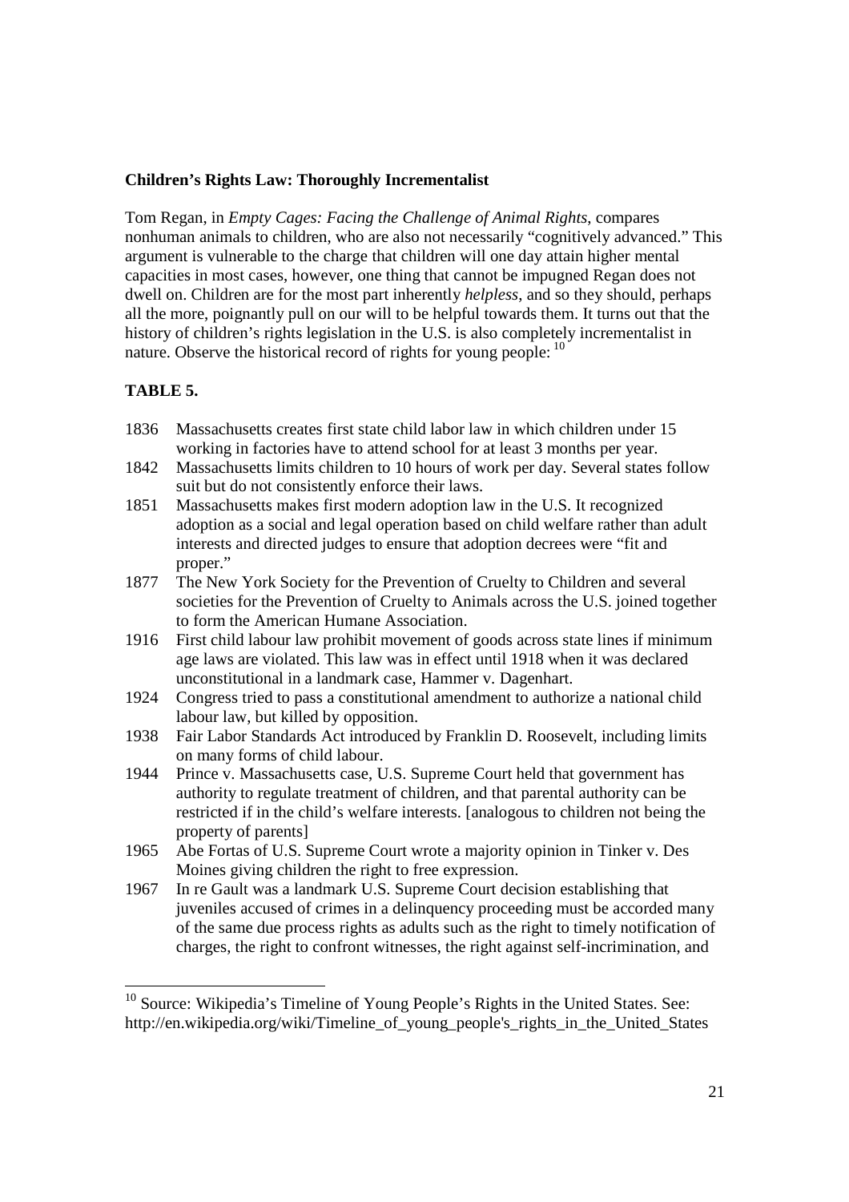**Children's Rights Law: Thoroughly Incrementalist**

Tom Regan, in *Empty Cages: Facing the Challenge of Animal Rights*, compares nonhuman animals to children, who are also not necessarily "cognitively advanced." This argument is vulnerable to the charge that children will one day attain higher mental capacities in most cases, however, one thing that cannot be impugned Regan does not dwell on. Children are for the most part inherently *helpless*, and so they should, perhaps all the more, poignantly pull on our will to be helpful towards them. It turns out that the history of children's rights legislation in the U.S. is also completely incrementalist in nature. Observe the historical record of rights for young people: [10]

**TABLE 5.**

| | |
|---|---|
| 1836 | Massachusetts creates first state child labor law in which children under 15 working in factories have to attend school for at least 3 months per year. |
| 1842 | Massachusetts limits children to 10 hours of work per day. Several states follow suit but do not consistently enforce their laws. |
| 1851 | Massachusetts makes first modern adoption law in the U.S. It recognized adoption as a social and legal operation based on child welfare rather than adult interests and directed judges to ensure that adoption decrees were "fit and proper." |
| 1877 | The New York Society for the Prevention of Cruelty to Children and several societies for the Prevention of Cruelty to Animals across the U.S. joined together to form the American Humane Association. |
| 1916 | First child labour law prohibit movement of goods across state lines if minimum age laws are violated. This law was in effect until 1918 when it was declared unconstitutional in a landmark case, Hammer v. Dagenhart. |
| 1924 | Congress tried to pass a constitutional amendment to authorize a national child labour law, but killed by opposition. |
| 1938 | Fair Labor Standards Act introduced by Franklin D. Roosevelt, including limits on many forms of child labour. |
| 1944 | Prince v. Massachusetts case, U.S. Supreme Court held that government has authority to regulate treatment of children, and that parental authority can be restricted if in the child's welfare interests. [analogous to children not being the property of parents] |
| 1965 | Abe Fortas of U.S. Supreme Court wrote a majority opinion in Tinker v. Des Moines giving children the right to free expression. |
| 1967 | In re Gault was a landmark U.S. Supreme Court decision establishing that juveniles accused of crimes in a delinquency proceeding must be accorded many of the same due process rights as adults such as the right to timely notification of charges, the right to confront witnesses, the right against self-incrimination, and |

[10] Source: Wikipedia's Timeline of Young People's Rights in the United States. See: http://en.wikipedia.org/wiki/Timeline_of_young_people's_rights_in_the_United_States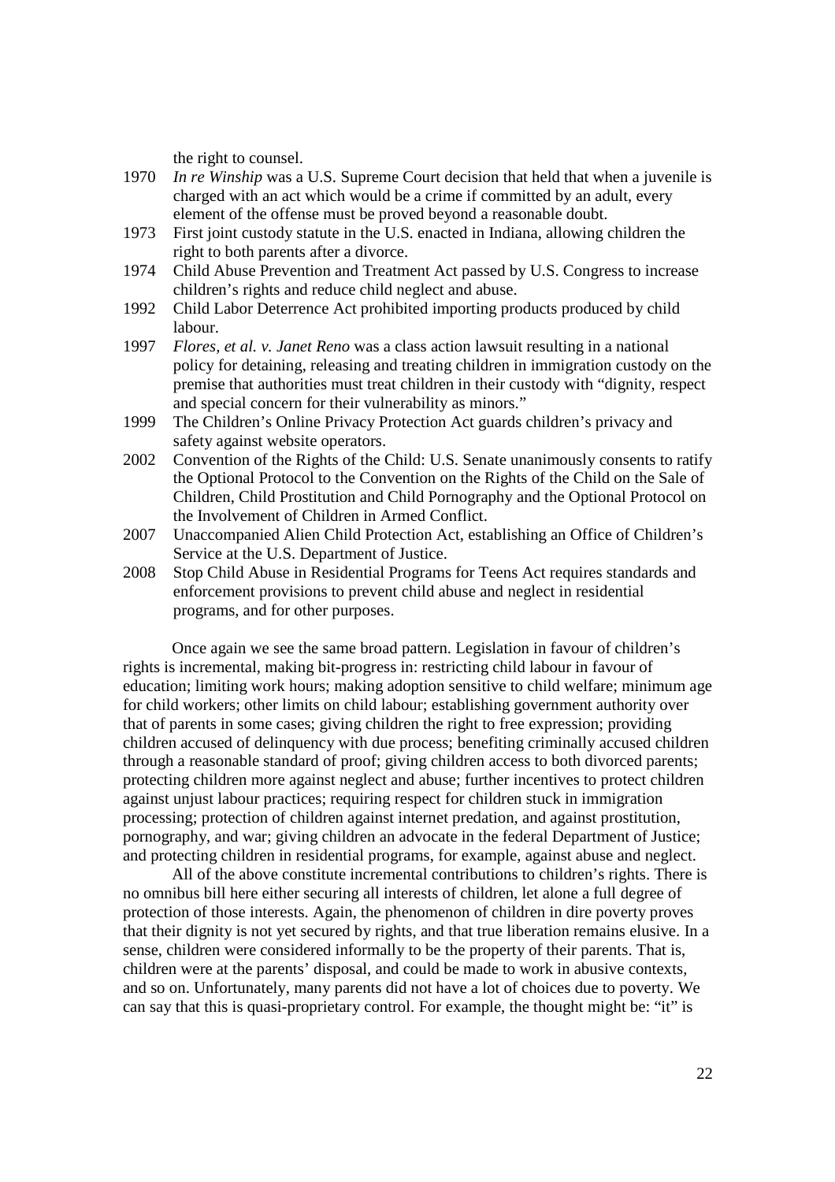the right to counsel.

1970 *In re Winship* was a U.S. Supreme Court decision that held that when a juvenile is charged with an act which would be a crime if committed by an adult, every element of the offense must be proved beyond a reasonable doubt.

1973 First joint custody statute in the U.S. enacted in Indiana, allowing children the right to both parents after a divorce.

1974 Child Abuse Prevention and Treatment Act passed by U.S. Congress to increase children's rights and reduce child neglect and abuse.

1992 Child Labor Deterrence Act prohibited importing products produced by child labour.

1997 *Flores, et al. v. Janet Reno* was a class action lawsuit resulting in a national policy for detaining, releasing and treating children in immigration custody on the premise that authorities must treat children in their custody with "dignity, respect and special concern for their vulnerability as minors."

1999 The Children's Online Privacy Protection Act guards children's privacy and safety against website operators.

2002 Convention of the Rights of the Child: U.S. Senate unanimously consents to ratify the Optional Protocol to the Convention on the Rights of the Child on the Sale of Children, Child Prostitution and Child Pornography and the Optional Protocol on the Involvement of Children in Armed Conflict.

2007 Unaccompanied Alien Child Protection Act, establishing an Office of Children's Service at the U.S. Department of Justice.

2008 Stop Child Abuse in Residential Programs for Teens Act requires standards and enforcement provisions to prevent child abuse and neglect in residential programs, and for other purposes.

Once again we see the same broad pattern. Legislation in favour of children's rights is incremental, making bit-progress in: restricting child labour in favour of education; limiting work hours; making adoption sensitive to child welfare; minimum age for child workers; other limits on child labour; establishing government authority over that of parents in some cases; giving children the right to free expression; providing children accused of delinquency with due process; benefiting criminally accused children through a reasonable standard of proof; giving children access to both divorced parents; protecting children more against neglect and abuse; further incentives to protect children against unjust labour practices; requiring respect for children stuck in immigration processing; protection of children against internet predation, and against prostitution, pornography, and war; giving children an advocate in the federal Department of Justice; and protecting children in residential programs, for example, against abuse and neglect.

All of the above constitute incremental contributions to children's rights. There is no omnibus bill here either securing all interests of children, let alone a full degree of protection of those interests. Again, the phenomenon of children in dire poverty proves that their dignity is not yet secured by rights, and that true liberation remains elusive. In a sense, children were considered informally to be the property of their parents. That is, children were at the parents' disposal, and could be made to work in abusive contexts, and so on. Unfortunately, many parents did not have a lot of choices due to poverty. We can say that this is quasi-proprietary control. For example, the thought might be: "it" is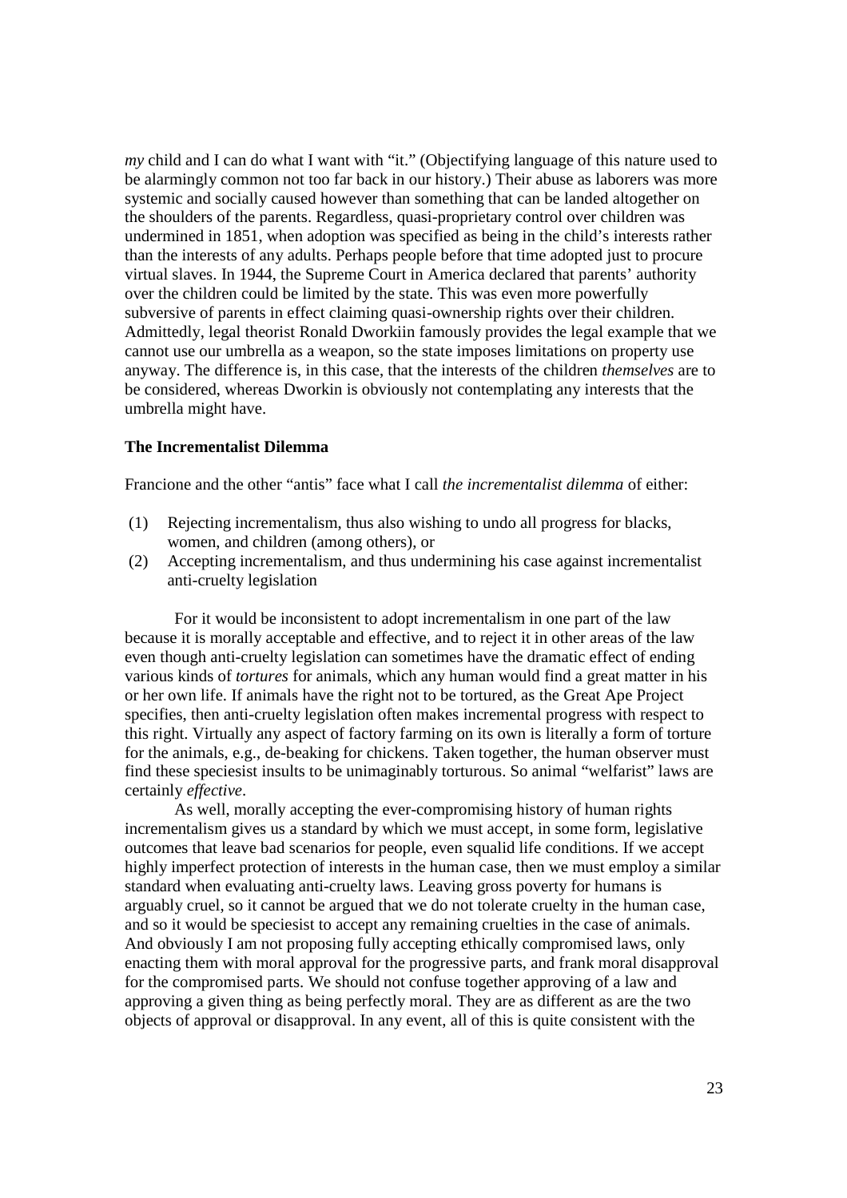*my* child and I can do what I want with "it." (Objectifying language of this nature used to be alarmingly common not too far back in our history.) Their abuse as laborers was more systemic and socially caused however than something that can be landed altogether on the shoulders of the parents. Regardless, quasi-proprietary control over children was undermined in 1851, when adoption was specified as being in the child's interests rather than the interests of any adults. Perhaps people before that time adopted just to procure virtual slaves. In 1944, the Supreme Court in America declared that parents' authority over the children could be limited by the state. This was even more powerfully subversive of parents in effect claiming quasi-ownership rights over their children. Admittedly, legal theorist Ronald Dworkiin famously provides the legal example that we cannot use our umbrella as a weapon, so the state imposes limitations on property use anyway. The difference is, in this case, that the interests of the children *themselves* are to be considered, whereas Dworkin is obviously not contemplating any interests that the umbrella might have.

**The Incrementalist Dilemma**

Francione and the other "antis" face what I call *the incrementalist dilemma* of either:

(1) Rejecting incrementalism, thus also wishing to undo all progress for blacks, women, and children (among others), or
(2) Accepting incrementalism, and thus undermining his case against incrementalist anti-cruelty legislation

For it would be inconsistent to adopt incrementalism in one part of the law because it is morally acceptable and effective, and to reject it in other areas of the law even though anti-cruelty legislation can sometimes have the dramatic effect of ending various kinds of *tortures* for animals, which any human would find a great matter in his or her own life. If animals have the right not to be tortured, as the Great Ape Project specifies, then anti-cruelty legislation often makes incremental progress with respect to this right. Virtually any aspect of factory farming on its own is literally a form of torture for the animals, e.g., de-beaking for chickens. Taken together, the human observer must find these speciesist insults to be unimaginably torturous. So animal "welfarist" laws are certainly *effective*.

As well, morally accepting the ever-compromising history of human rights incrementalism gives us a standard by which we must accept, in some form, legislative outcomes that leave bad scenarios for people, even squalid life conditions. If we accept highly imperfect protection of interests in the human case, then we must employ a similar standard when evaluating anti-cruelty laws. Leaving gross poverty for humans is arguably cruel, so it cannot be argued that we do not tolerate cruelty in the human case, and so it would be speciesist to accept any remaining cruelties in the case of animals. And obviously I am not proposing fully accepting ethically compromised laws, only enacting them with moral approval for the progressive parts, and frank moral disapproval for the compromised parts. We should not confuse together approving of a law and approving a given thing as being perfectly moral. They are as different as are the two objects of approval or disapproval. In any event, all of this is quite consistent with the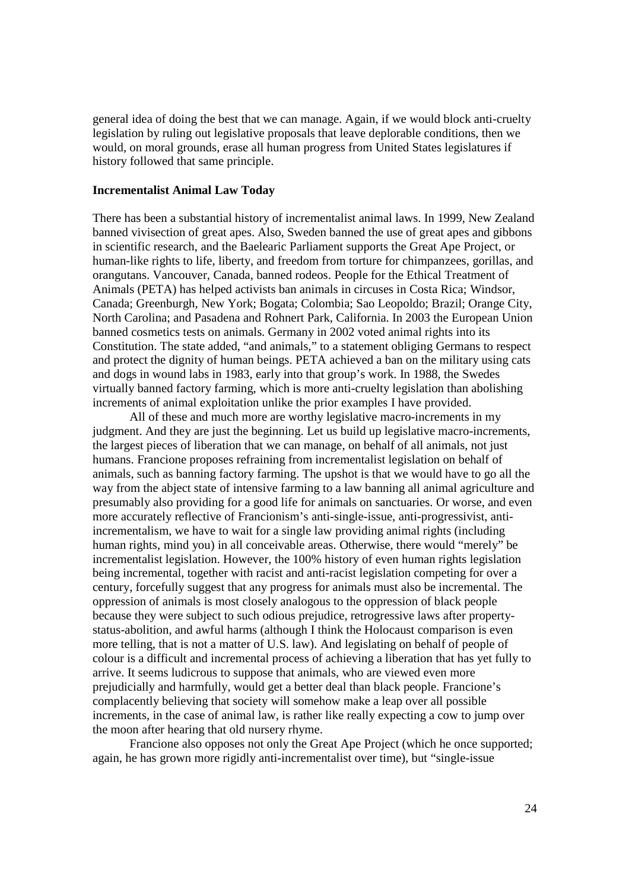general idea of doing the best that we can manage. Again, if we would block anti-cruelty legislation by ruling out legislative proposals that leave deplorable conditions, then we would, on moral grounds, erase all human progress from United States legislatures if history followed that same principle.

### Incrementalist Animal Law Today

There has been a substantial history of incrementalist animal laws. In 1999, New Zealand banned vivisection of great apes. Also, Sweden banned the use of great apes and gibbons in scientific research, and the Baelearic Parliament supports the Great Ape Project, or human-like rights to life, liberty, and freedom from torture for chimpanzees, gorillas, and orangutans. Vancouver, Canada, banned rodeos. People for the Ethical Treatment of Animals (PETA) has helped activists ban animals in circuses in Costa Rica; Windsor, Canada; Greenburgh, New York; Bogata; Colombia; Sao Leopoldo; Brazil; Orange City, North Carolina; and Pasadena and Rohnert Park, California. In 2003 the European Union banned cosmetics tests on animals. Germany in 2002 voted animal rights into its Constitution. The state added, "and animals," to a statement obliging Germans to respect and protect the dignity of human beings. PETA achieved a ban on the military using cats and dogs in wound labs in 1983, early into that group's work. In 1988, the Swedes virtually banned factory farming, which is more anti-cruelty legislation than abolishing increments of animal exploitation unlike the prior examples I have provided.

All of these and much more are worthy legislative macro-increments in my judgment. And they are just the beginning. Let us build up legislative macro-increments, the largest pieces of liberation that we can manage, on behalf of all animals, not just humans. Francione proposes refraining from incrementalist legislation on behalf of animals, such as banning factory farming. The upshot is that we would have to go all the way from the abject state of intensive farming to a law banning all animal agriculture and presumably also providing for a good life for animals on sanctuaries. Or worse, and even more accurately reflective of Francionism's anti-single-issue, anti-progressivist, anti-incrementalism, we have to wait for a single law providing animal rights (including human rights, mind you) in all conceivable areas. Otherwise, there would "merely" be incrementalist legislation. However, the 100% history of even human rights legislation being incremental, together with racist and anti-racist legislation competing for over a century, forcefully suggest that any progress for animals must also be incremental. The oppression of animals is most closely analogous to the oppression of black people because they were subject to such odious prejudice, retrogressive laws after property-status-abolition, and awful harms (although I think the Holocaust comparison is even more telling, that is not a matter of U.S. law). And legislating on behalf of people of colour is a difficult and incremental process of achieving a liberation that has yet fully to arrive. It seems ludicrous to suppose that animals, who are viewed even more prejudicially and harmfully, would get a better deal than black people. Francione's complacently believing that society will somehow make a leap over all possible increments, in the case of animal law, is rather like really expecting a cow to jump over the moon after hearing that old nursery rhyme.

Francione also opposes not only the Great Ape Project (which he once supported; again, he has grown more rigidly anti-incrementalist over time), but "single-issue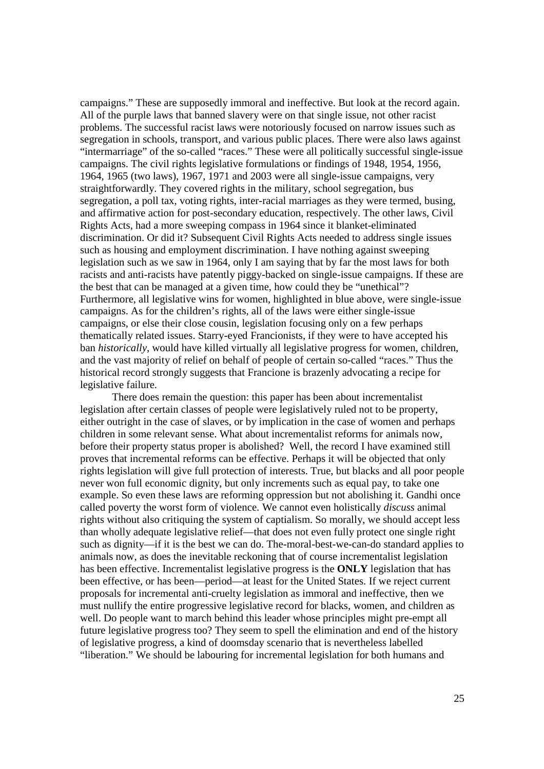campaigns." These are supposedly immoral and ineffective. But look at the record again. All of the purple laws that banned slavery were on that single issue, not other racist problems. The successful racist laws were notoriously focused on narrow issues such as segregation in schools, transport, and various public places. There were also laws against "intermarriage" of the so-called "races." These were all politically successful single-issue campaigns. The civil rights legislative formulations or findings of 1948, 1954, 1956, 1964, 1965 (two laws), 1967, 1971 and 2003 were all single-issue campaigns, very straightforwardly. They covered rights in the military, school segregation, bus segregation, a poll tax, voting rights, inter-racial marriages as they were termed, busing, and affirmative action for post-secondary education, respectively. The other laws, Civil Rights Acts, had a more sweeping compass in 1964 since it blanket-eliminated discrimination. Or did it? Subsequent Civil Rights Acts needed to address single issues such as housing and employment discrimination. I have nothing against sweeping legislation such as we saw in 1964, only I am saying that by far the most laws for both racists and anti-racists have patently piggy-backed on single-issue campaigns. If these are the best that can be managed at a given time, how could they be "unethical"? Furthermore, all legislative wins for women, highlighted in blue above, were single-issue campaigns. As for the children's rights, all of the laws were either single-issue campaigns, or else their close cousin, legislation focusing only on a few perhaps thematically related issues. Starry-eyed Francionists, if they were to have accepted his ban *historically*, would have killed virtually all legislative progress for women, children, and the vast majority of relief on behalf of people of certain so-called "races." Thus the historical record strongly suggests that Francione is brazenly advocating a recipe for legislative failure.

There does remain the question: this paper has been about incrementalist legislation after certain classes of people were legislatively ruled not to be property, either outright in the case of slaves, or by implication in the case of women and perhaps children in some relevant sense. What about incrementalist reforms for animals now, before their property status proper is abolished? Well, the record I have examined still proves that incremental reforms can be effective. Perhaps it will be objected that only rights legislation will give full protection of interests. True, but blacks and all poor people never won full economic dignity, but only increments such as equal pay, to take one example. So even these laws are reforming oppression but not abolishing it. Gandhi once called poverty the worst form of violence. We cannot even holistically *discuss* animal rights without also critiquing the system of captialism. So morally, we should accept less than wholly adequate legislative relief—that does not even fully protect one single right such as dignity—if it is the best we can do. The-moral-best-we-can-do standard applies to animals now, as does the inevitable reckoning that of course incrementalist legislation has been effective. Incrementalist legislative progress is the **ONLY** legislation that has been effective, or has been—period—at least for the United States. If we reject current proposals for incremental anti-cruelty legislation as immoral and ineffective, then we must nullify the entire progressive legislative record for blacks, women, and children as well. Do people want to march behind this leader whose principles might pre-empt all future legislative progress too? They seem to spell the elimination and end of the history of legislative progress, a kind of doomsday scenario that is nevertheless labelled "liberation." We should be labouring for incremental legislation for both humans and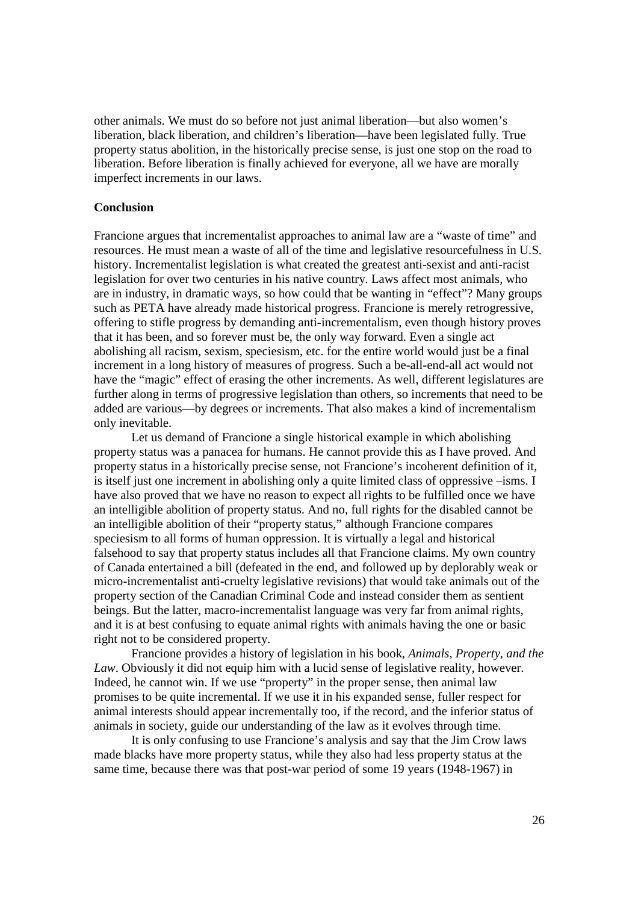other animals. We must do so before not just animal liberation—but also women's liberation, black liberation, and children's liberation—have been legislated fully. True property status abolition, in the historically precise sense, is just one stop on the road to liberation. Before liberation is finally achieved for everyone, all we have are morally imperfect increments in our laws.

## Conclusion

Francione argues that incrementalist approaches to animal law are a "waste of time" and resources. He must mean a waste of all of the time and legislative resourcefulness in U.S. history. Incrementalist legislation is what created the greatest anti-sexist and anti-racist legislation for over two centuries in his native country. Laws affect most animals, who are in industry, in dramatic ways, so how could that be wanting in "effect"? Many groups such as PETA have already made historical progress. Francione is merely retrogressive, offering to stifle progress by demanding anti-incrementalism, even though history proves that it has been, and so forever must be, the only way forward. Even a single act abolishing all racism, sexism, speciesism, etc. for the entire world would just be a final increment in a long history of measures of progress. Such a be-all-end-all act would not have the "magic" effect of erasing the other increments. As well, different legislatures are further along in terms of progressive legislation than others, so increments that need to be added are various—by degrees or increments. That also makes a kind of incrementalism only inevitable.

Let us demand of Francione a single historical example in which abolishing property status was a panacea for humans. He cannot provide this as I have proved. And property status in a historically precise sense, not Francione's incoherent definition of it, is itself just one increment in abolishing only a quite limited class of oppressive –isms. I have also proved that we have no reason to expect all rights to be fulfilled once we have an intelligible abolition of property status. And no, full rights for the disabled cannot be an intelligible abolition of their "property status," although Francione compares speciesism to all forms of human oppression. It is virtually a legal and historical falsehood to say that property status includes all that Francione claims. My own country of Canada entertained a bill (defeated in the end, and followed up by deplorably weak or micro-incrementalist anti-cruelty legislative revisions) that would take animals out of the property section of the Canadian Criminal Code and instead consider them as sentient beings. But the latter, macro-incrementalist language was very far from animal rights, and it is at best confusing to equate animal rights with animals having the one or basic right not to be considered property.

Francione provides a history of legislation in his book, *Animals, Property, and the Law*. Obviously it did not equip him with a lucid sense of legislative reality, however. Indeed, he cannot win. If we use "property" in the proper sense, then animal law promises to be quite incremental. If we use it in his expanded sense, fuller respect for animal interests should appear incrementally too, if the record, and the inferior status of animals in society, guide our understanding of the law as it evolves through time.

It is only confusing to use Francione's analysis and say that the Jim Crow laws made blacks have more property status, while they also had less property status at the same time, because there was that post-war period of some 19 years (1948-1967) in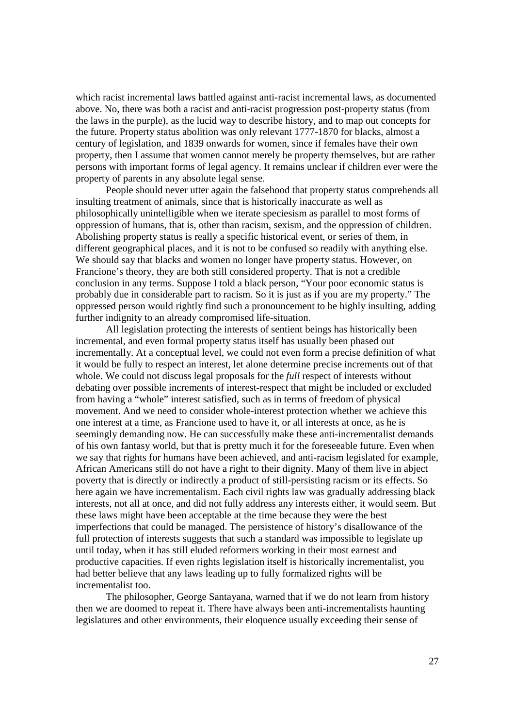which racist incremental laws battled against anti-racist incremental laws, as documented above. No, there was both a racist and anti-racist progression post-property status (from the laws in the purple), as the lucid way to describe history, and to map out concepts for the future. Property status abolition was only relevant 1777-1870 for blacks, almost a century of legislation, and 1839 onwards for women, since if females have their own property, then I assume that women cannot merely be property themselves, but are rather persons with important forms of legal agency. It remains unclear if children ever were the property of parents in any absolute legal sense.

People should never utter again the falsehood that property status comprehends all insulting treatment of animals, since that is historically inaccurate as well as philosophically unintelligible when we iterate speciesism as parallel to most forms of oppression of humans, that is, other than racism, sexism, and the oppression of children. Abolishing property status is really a specific historical event, or series of them, in different geographical places, and it is not to be confused so readily with anything else. We should say that blacks and women no longer have property status. However, on Francione's theory, they are both still considered property. That is not a credible conclusion in any terms. Suppose I told a black person, "Your poor economic status is probably due in considerable part to racism. So it is just as if you are my property." The oppressed person would rightly find such a pronouncement to be highly insulting, adding further indignity to an already compromised life-situation.

All legislation protecting the interests of sentient beings has historically been incremental, and even formal property status itself has usually been phased out incrementally. At a conceptual level, we could not even form a precise definition of what it would be fully to respect an interest, let alone determine precise increments out of that whole. We could not discuss legal proposals for the *full* respect of interests without debating over possible increments of interest-respect that might be included or excluded from having a "whole" interest satisfied, such as in terms of freedom of physical movement. And we need to consider whole-interest protection whether we achieve this one interest at a time, as Francione used to have it, or all interests at once, as he is seemingly demanding now. He can successfully make these anti-incrementalist demands of his own fantasy world, but that is pretty much it for the foreseeable future. Even when we say that rights for humans have been achieved, and anti-racism legislated for example, African Americans still do not have a right to their dignity. Many of them live in abject poverty that is directly or indirectly a product of still-persisting racism or its effects. So here again we have incrementalism. Each civil rights law was gradually addressing black interests, not all at once, and did not fully address any interests either, it would seem. But these laws might have been acceptable at the time because they were the best imperfections that could be managed. The persistence of history's disallowance of the full protection of interests suggests that such a standard was impossible to legislate up until today, when it has still eluded reformers working in their most earnest and productive capacities. If even rights legislation itself is historically incrementalist, you had better believe that any laws leading up to fully formalized rights will be incrementalist too.

The philosopher, George Santayana, warned that if we do not learn from history then we are doomed to repeat it. There have always been anti-incrementalists haunting legislatures and other environments, their eloquence usually exceeding their sense of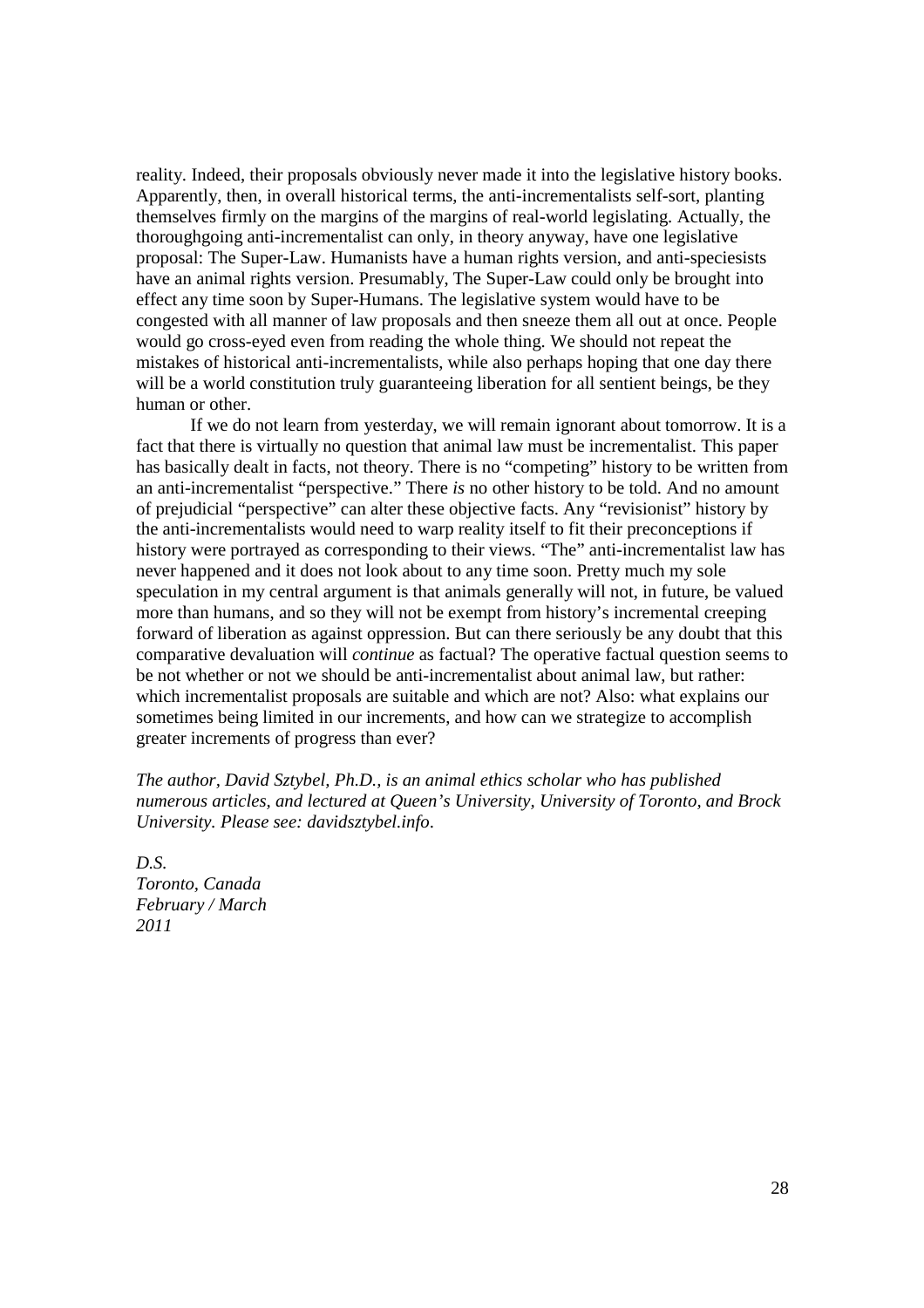reality. Indeed, their proposals obviously never made it into the legislative history books. Apparently, then, in overall historical terms, the anti-incrementalists self-sort, planting themselves firmly on the margins of the margins of real-world legislating. Actually, the thoroughgoing anti-incrementalist can only, in theory anyway, have one legislative proposal: The Super-Law. Humanists have a human rights version, and anti-speciesists have an animal rights version. Presumably, The Super-Law could only be brought into effect any time soon by Super-Humans. The legislative system would have to be congested with all manner of law proposals and then sneeze them all out at once. People would go cross-eyed even from reading the whole thing. We should not repeat the mistakes of historical anti-incrementalists, while also perhaps hoping that one day there will be a world constitution truly guaranteeing liberation for all sentient beings, be they human or other.

If we do not learn from yesterday, we will remain ignorant about tomorrow. It is a fact that there is virtually no question that animal law must be incrementalist. This paper has basically dealt in facts, not theory. There is no "competing" history to be written from an anti-incrementalist "perspective." There *is* no other history to be told. And no amount of prejudicial "perspective" can alter these objective facts. Any "revisionist" history by the anti-incrementalists would need to warp reality itself to fit their preconceptions if history were portrayed as corresponding to their views. "The" anti-incrementalist law has never happened and it does not look about to any time soon. Pretty much my sole speculation in my central argument is that animals generally will not, in future, be valued more than humans, and so they will not be exempt from history's incremental creeping forward of liberation as against oppression. But can there seriously be any doubt that this comparative devaluation will *continue* as factual? The operative factual question seems to be not whether or not we should be anti-incrementalist about animal law, but rather: which incrementalist proposals are suitable and which are not? Also: what explains our sometimes being limited in our increments, and how can we strategize to accomplish greater increments of progress than ever?

*The author, David Sztybel, Ph.D., is an animal ethics scholar who has published numerous articles, and lectured at Queen's University, University of Toronto, and Brock University. Please see: davidsztybel.info.*

*D.S.*
*Toronto, Canada*
*February / March*
*2011*